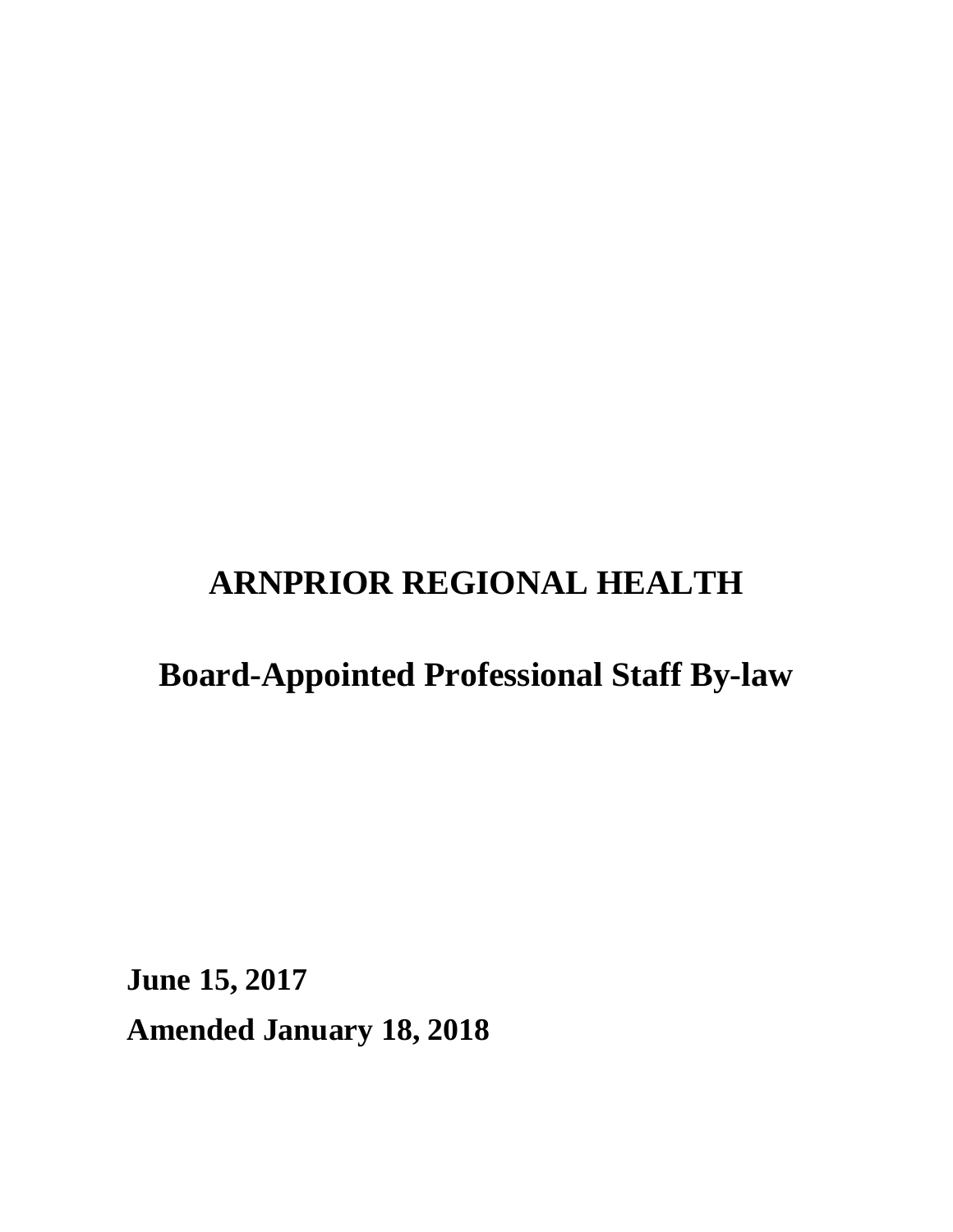# ARNPRIOR REGIONAL HEALTH

# Board-Appointed Professional Staff By-law

**June 15, 2017**

**Amended January 18, 2018**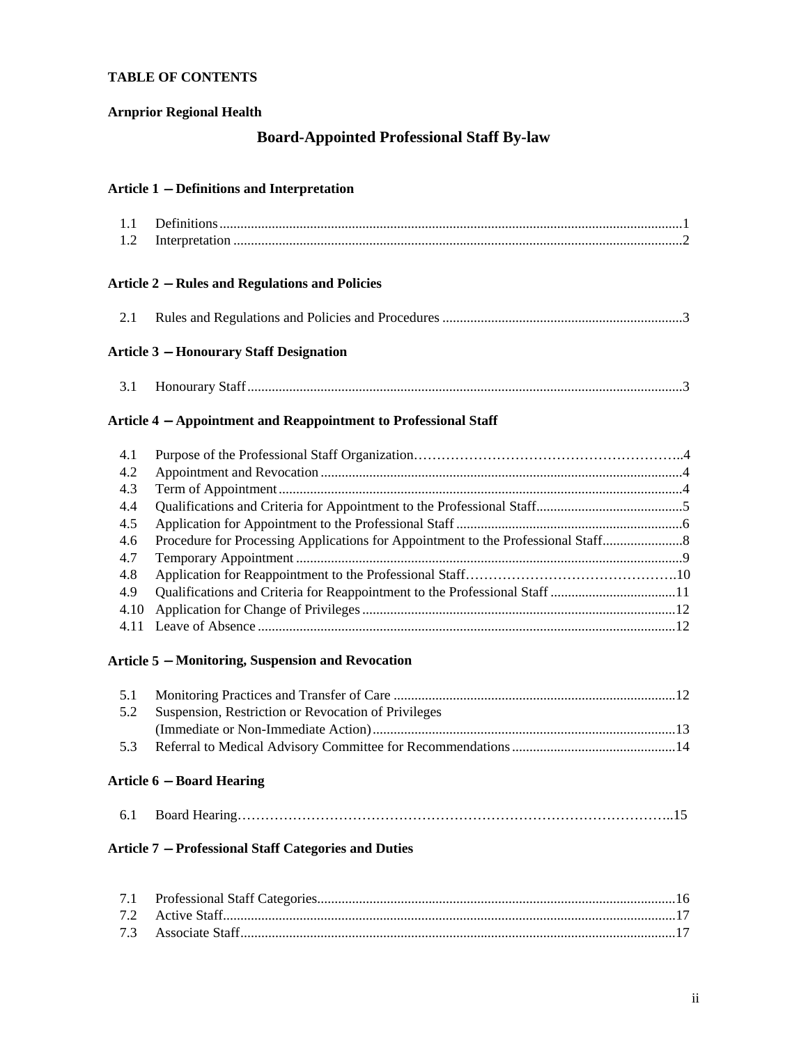**TABLE OF CONTENTS**

**Arnprior Regional Health**

## Board-Appointed Professional Staff By-law

**Article 1 – Definitions and Interpretation**

| | | |
|---|---|---|
| 1.1 | Definitions | 1 |
| 1.2 | Interpretation | 2 |

**Article 2 – Rules and Regulations and Policies**

| | | |
|---|---|---|
| 2.1 | Rules and Regulations and Policies and Procedures | 3 |

**Article 3 – Honourary Staff Designation**

| | | |
|---|---|---|
| 3.1 | Honourary Staff | 3 |

**Article 4 – Appointment and Reappointment to Professional Staff**

| | | |
|---|---|---|
| 4.1 | Purpose of the Professional Staff Organization | 4 |
| 4.2 | Appointment and Revocation | 4 |
| 4.3 | Term of Appointment | 4 |
| 4.4 | Qualifications and Criteria for Appointment to the Professional Staff | 5 |
| 4.5 | Application for Appointment to the Professional Staff | 6 |
| 4.6 | Procedure for Processing Applications for Appointment to the Professional Staff | 8 |
| 4.7 | Temporary Appointment | 9 |
| 4.8 | Application for Reappointment to the Professional Staff | 10 |
| 4.9 | Qualifications and Criteria for Reappointment to the Professional Staff | 11 |
| 4.10 | Application for Change of Privileges | 12 |
| 4.11 | Leave of Absence | 12 |

**Article 5 – Monitoring, Suspension and Revocation**

| | | |
|---|---|---|
| 5.1 | Monitoring Practices and Transfer of Care | 12 |
| 5.2 | Suspension, Restriction or Revocation of Privileges (Immediate or Non-Immediate Action) | 13 |
| 5.3 | Referral to Medical Advisory Committee for Recommendations | 14 |

**Article 6 – Board Hearing**

| | | |
|---|---|---|
| 6.1 | Board Hearing | 15 |

**Article 7 – Professional Staff Categories and Duties**

| | | |
|---|---|---|
| 7.1 | Professional Staff Categories | 16 |
| 7.2 | Active Staff | 17 |
| 7.3 | Associate Staff | 17 |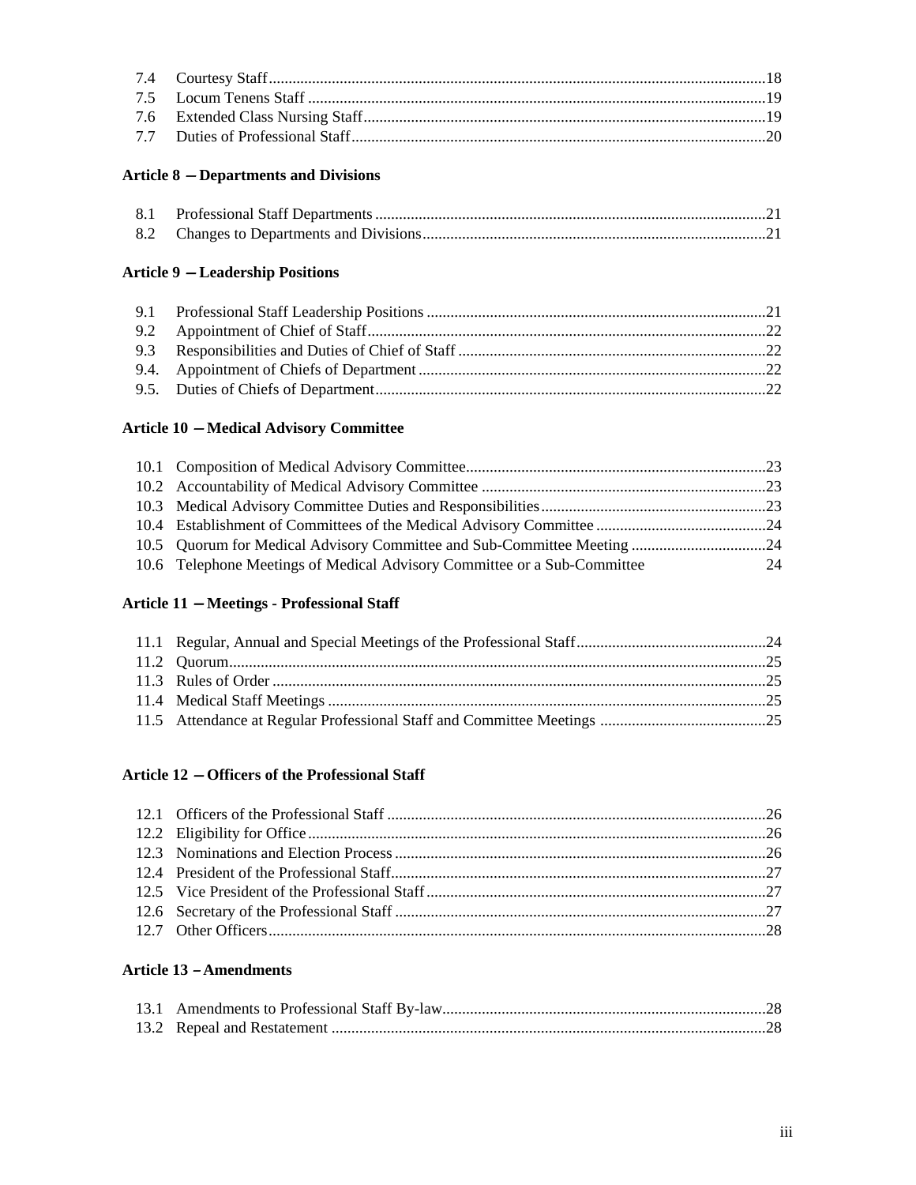7.4 Courtesy Staff .......... 18
7.5 Locum Tenens Staff .......... 19
7.6 Extended Class Nursing Staff .......... 19
7.7 Duties of Professional Staff .......... 20

**Article 8 – Departments and Divisions**

8.1 Professional Staff Departments .......... 21
8.2 Changes to Departments and Divisions .......... 21

**Article 9 – Leadership Positions**

9.1 Professional Staff Leadership Positions .......... 21
9.2 Appointment of Chief of Staff .......... 22
9.3 Responsibilities and Duties of Chief of Staff .......... 22
9.4. Appointment of Chiefs of Department .......... 22
9.5. Duties of Chiefs of Department .......... 22

**Article 10 – Medical Advisory Committee**

10.1 Composition of Medical Advisory Committee .......... 23
10.2 Accountability of Medical Advisory Committee .......... 23
10.3 Medical Advisory Committee Duties and Responsibilities .......... 23
10.4 Establishment of Committees of the Medical Advisory Committee .......... 24
10.5 Quorum for Medical Advisory Committee and Sub-Committee Meeting .......... 24
10.6 Telephone Meetings of Medical Advisory Committee or a Sub-Committee 24

**Article 11 – Meetings - Professional Staff**

11.1 Regular, Annual and Special Meetings of the Professional Staff .......... 24
11.2 Quorum .......... 25
11.3 Rules of Order .......... 25
11.4 Medical Staff Meetings .......... 25
11.5 Attendance at Regular Professional Staff and Committee Meetings .......... 25

**Article 12 – Officers of the Professional Staff**

12.1 Officers of the Professional Staff .......... 26
12.2 Eligibility for Office .......... 26
12.3 Nominations and Election Process .......... 26
12.4 President of the Professional Staff .......... 27
12.5 Vice President of the Professional Staff .......... 27
12.6 Secretary of the Professional Staff .......... 27
12.7 Other Officers .......... 28

**Article 13 – Amendments**

13.1 Amendments to Professional Staff By-law .......... 28
13.2 Repeal and Restatement .......... 28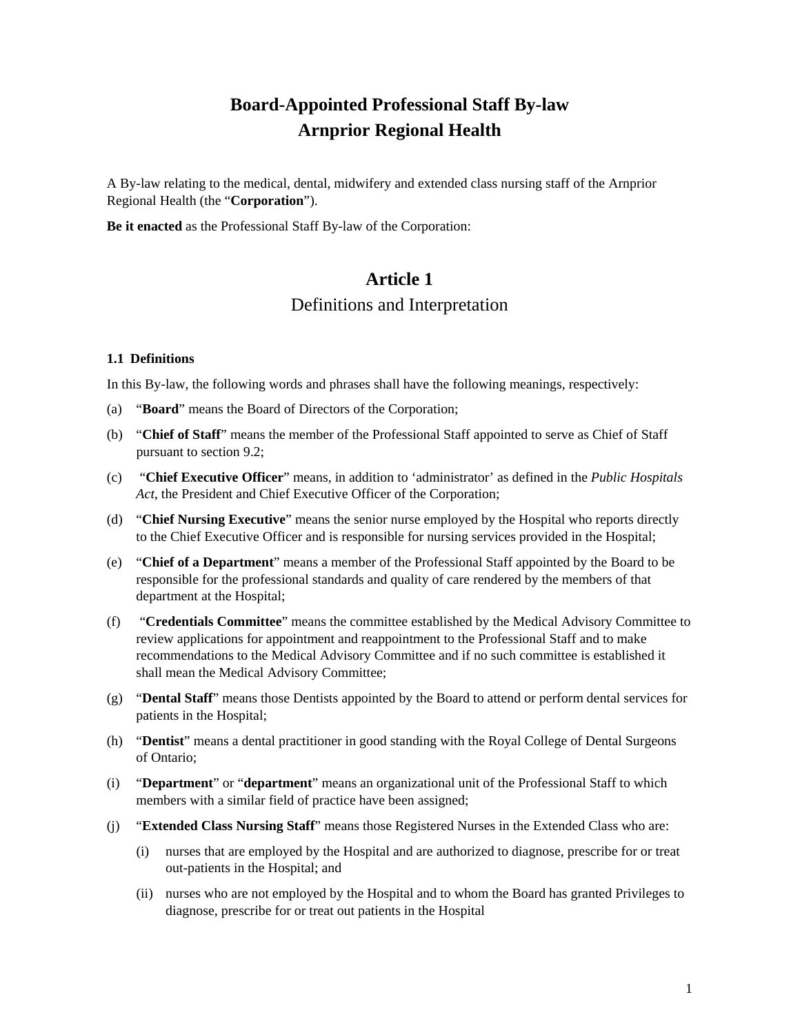# Board-Appointed Professional Staff By-law
# Arnprior Regional Health

A By-law relating to the medical, dental, midwifery and extended class nursing staff of the Arnprior Regional Health (the "**Corporation**").

**Be it enacted** as the Professional Staff By-law of the Corporation:

## Article 1
## Definitions and Interpretation

### 1.1 Definitions

In this By-law, the following words and phrases shall have the following meanings, respectively:

(a) "**Board**" means the Board of Directors of the Corporation;

(b) "**Chief of Staff**" means the member of the Professional Staff appointed to serve as Chief of Staff pursuant to section 9.2;

(c) "**Chief Executive Officer**" means, in addition to 'administrator' as defined in the *Public Hospitals Act*, the President and Chief Executive Officer of the Corporation;

(d) "**Chief Nursing Executive**" means the senior nurse employed by the Hospital who reports directly to the Chief Executive Officer and is responsible for nursing services provided in the Hospital;

(e) "**Chief of a Department**" means a member of the Professional Staff appointed by the Board to be responsible for the professional standards and quality of care rendered by the members of that department at the Hospital;

(f) "**Credentials Committee**" means the committee established by the Medical Advisory Committee to review applications for appointment and reappointment to the Professional Staff and to make recommendations to the Medical Advisory Committee and if no such committee is established it shall mean the Medical Advisory Committee;

(g) "**Dental Staff**" means those Dentists appointed by the Board to attend or perform dental services for patients in the Hospital;

(h) "**Dentist**" means a dental practitioner in good standing with the Royal College of Dental Surgeons of Ontario;

(i) "**Department**" or "**department**" means an organizational unit of the Professional Staff to which members with a similar field of practice have been assigned;

(j) "**Extended Class Nursing Staff**" means those Registered Nurses in the Extended Class who are:

   (i) nurses that are employed by the Hospital and are authorized to diagnose, prescribe for or treat out-patients in the Hospital; and

   (ii) nurses who are not employed by the Hospital and to whom the Board has granted Privileges to diagnose, prescribe for or treat out patients in the Hospital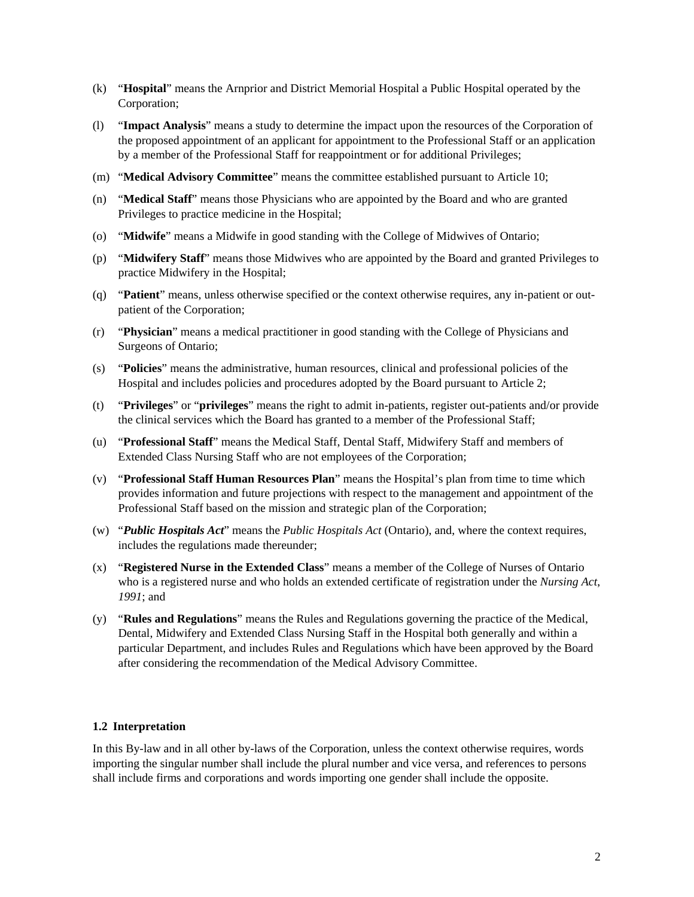(k) "**Hospital**" means the Arnprior and District Memorial Hospital a Public Hospital operated by the Corporation;

(l) "**Impact Analysis**" means a study to determine the impact upon the resources of the Corporation of the proposed appointment of an applicant for appointment to the Professional Staff or an application by a member of the Professional Staff for reappointment or for additional Privileges;

(m) "**Medical Advisory Committee**" means the committee established pursuant to Article 10;

(n) "**Medical Staff**" means those Physicians who are appointed by the Board and who are granted Privileges to practice medicine in the Hospital;

(o) "**Midwife**" means a Midwife in good standing with the College of Midwives of Ontario;

(p) "**Midwifery Staff**" means those Midwives who are appointed by the Board and granted Privileges to practice Midwifery in the Hospital;

(q) "**Patient**" means, unless otherwise specified or the context otherwise requires, any in-patient or out-patient of the Corporation;

(r) "**Physician**" means a medical practitioner in good standing with the College of Physicians and Surgeons of Ontario;

(s) "**Policies**" means the administrative, human resources, clinical and professional policies of the Hospital and includes policies and procedures adopted by the Board pursuant to Article 2;

(t) "**Privileges**" or "**privileges**" means the right to admit in-patients, register out-patients and/or provide the clinical services which the Board has granted to a member of the Professional Staff;

(u) "**Professional Staff**" means the Medical Staff, Dental Staff, Midwifery Staff and members of Extended Class Nursing Staff who are not employees of the Corporation;

(v) "**Professional Staff Human Resources Plan**" means the Hospital's plan from time to time which provides information and future projections with respect to the management and appointment of the Professional Staff based on the mission and strategic plan of the Corporation;

(w) "***Public Hospitals Act***" means the *Public Hospitals Act* (Ontario), and, where the context requires, includes the regulations made thereunder;

(x) "**Registered Nurse in the Extended Class**" means a member of the College of Nurses of Ontario who is a registered nurse and who holds an extended certificate of registration under the *Nursing Act, 1991*; and

(y) "**Rules and Regulations**" means the Rules and Regulations governing the practice of the Medical, Dental, Midwifery and Extended Class Nursing Staff in the Hospital both generally and within a particular Department, and includes Rules and Regulations which have been approved by the Board after considering the recommendation of the Medical Advisory Committee.

### 1.2 Interpretation

In this By-law and in all other by-laws of the Corporation, unless the context otherwise requires, words importing the singular number shall include the plural number and vice versa, and references to persons shall include firms and corporations and words importing one gender shall include the opposite.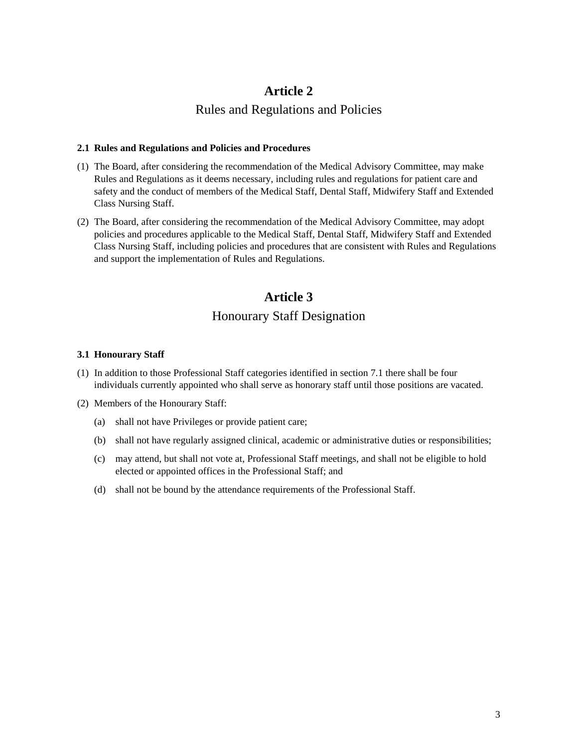# Article 2

## Rules and Regulations and Policies

**2.1 Rules and Regulations and Policies and Procedures**

(1) The Board, after considering the recommendation of the Medical Advisory Committee, may make Rules and Regulations as it deems necessary, including rules and regulations for patient care and safety and the conduct of members of the Medical Staff, Dental Staff, Midwifery Staff and Extended Class Nursing Staff.

(2) The Board, after considering the recommendation of the Medical Advisory Committee, may adopt policies and procedures applicable to the Medical Staff, Dental Staff, Midwifery Staff and Extended Class Nursing Staff, including policies and procedures that are consistent with Rules and Regulations and support the implementation of Rules and Regulations.

# Article 3

## Honourary Staff Designation

**3.1 Honourary Staff**

(1) In addition to those Professional Staff categories identified in section 7.1 there shall be four individuals currently appointed who shall serve as honorary staff until those positions are vacated.

(2) Members of the Honourary Staff:

   (a) shall not have Privileges or provide patient care;

   (b) shall not have regularly assigned clinical, academic or administrative duties or responsibilities;

   (c) may attend, but shall not vote at, Professional Staff meetings, and shall not be eligible to hold elected or appointed offices in the Professional Staff; and

   (d) shall not be bound by the attendance requirements of the Professional Staff.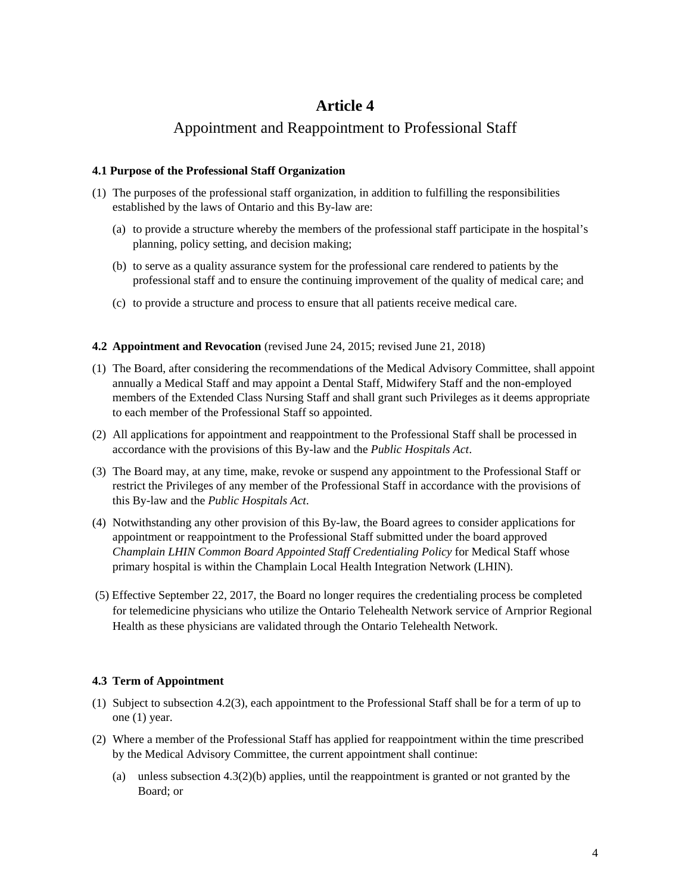# Article 4

## Appointment and Reappointment to Professional Staff

### 4.1 Purpose of the Professional Staff Organization

(1) The purposes of the professional staff organization, in addition to fulfilling the responsibilities established by the laws of Ontario and this By-law are:

   (a) to provide a structure whereby the members of the professional staff participate in the hospital's planning, policy setting, and decision making;

   (b) to serve as a quality assurance system for the professional care rendered to patients by the professional staff and to ensure the continuing improvement of the quality of medical care; and

   (c) to provide a structure and process to ensure that all patients receive medical care.

### 4.2 Appointment and Revocation (revised June 24, 2015; revised June 21, 2018)

(1) The Board, after considering the recommendations of the Medical Advisory Committee, shall appoint annually a Medical Staff and may appoint a Dental Staff, Midwifery Staff and the non-employed members of the Extended Class Nursing Staff and shall grant such Privileges as it deems appropriate to each member of the Professional Staff so appointed.

(2) All applications for appointment and reappointment to the Professional Staff shall be processed in accordance with the provisions of this By-law and the *Public Hospitals Act*.

(3) The Board may, at any time, make, revoke or suspend any appointment to the Professional Staff or restrict the Privileges of any member of the Professional Staff in accordance with the provisions of this By-law and the *Public Hospitals Act*.

(4) Notwithstanding any other provision of this By-law, the Board agrees to consider applications for appointment or reappointment to the Professional Staff submitted under the board approved *Champlain LHIN Common Board Appointed Staff Credentialing Policy* for Medical Staff whose primary hospital is within the Champlain Local Health Integration Network (LHIN).

(5) Effective September 22, 2017, the Board no longer requires the credentialing process be completed for telemedicine physicians who utilize the Ontario Telehealth Network service of Arnprior Regional Health as these physicians are validated through the Ontario Telehealth Network.

### 4.3 Term of Appointment

(1) Subject to subsection 4.2(3), each appointment to the Professional Staff shall be for a term of up to one (1) year.

(2) Where a member of the Professional Staff has applied for reappointment within the time prescribed by the Medical Advisory Committee, the current appointment shall continue:

   (a) unless subsection 4.3(2)(b) applies, until the reappointment is granted or not granted by the Board; or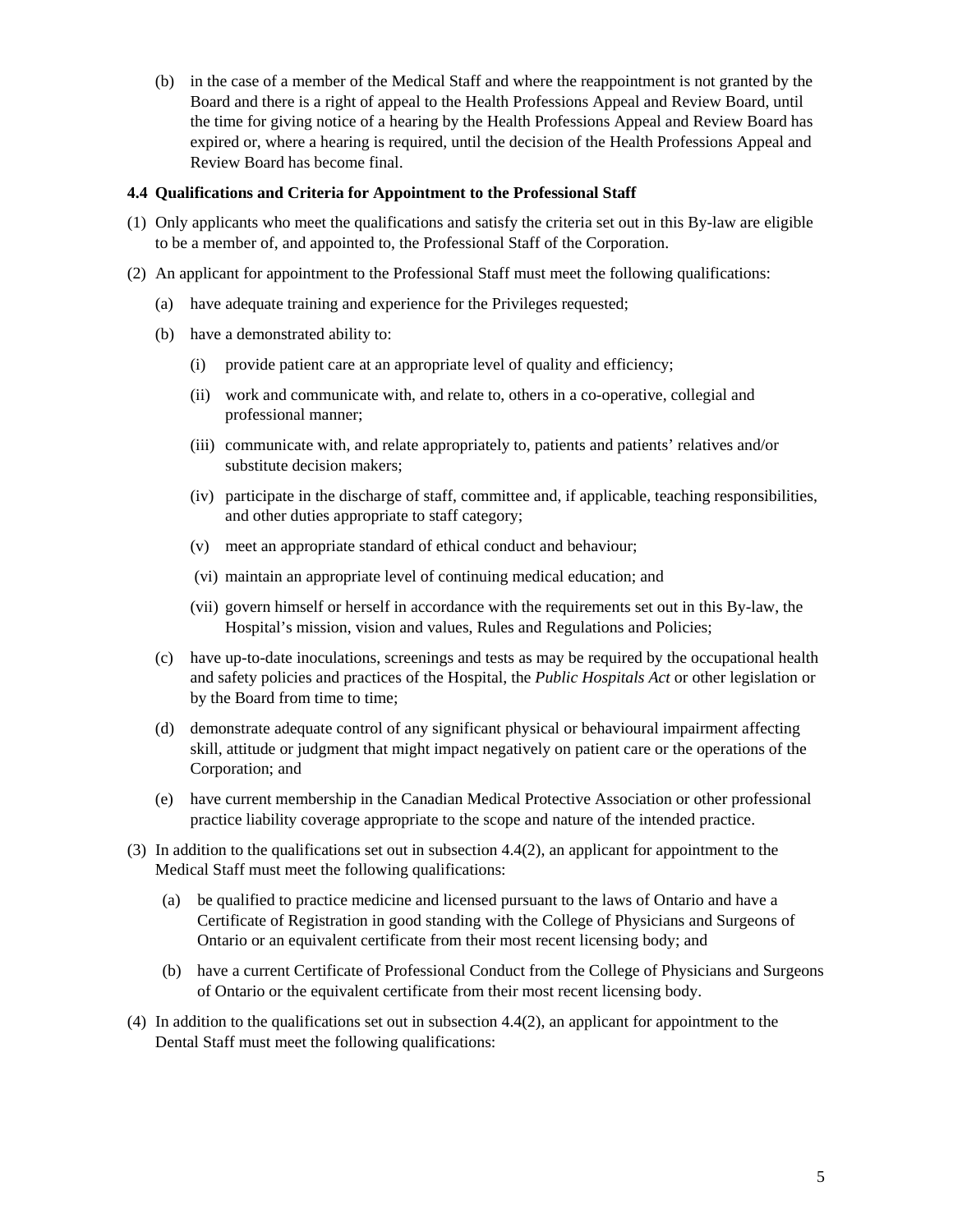(b) in the case of a member of the Medical Staff and where the reappointment is not granted by the Board and there is a right of appeal to the Health Professions Appeal and Review Board, until the time for giving notice of a hearing by the Health Professions Appeal and Review Board has expired or, where a hearing is required, until the decision of the Health Professions Appeal and Review Board has become final.

**4.4 Qualifications and Criteria for Appointment to the Professional Staff**

(1) Only applicants who meet the qualifications and satisfy the criteria set out in this By-law are eligible to be a member of, and appointed to, the Professional Staff of the Corporation.

(2) An applicant for appointment to the Professional Staff must meet the following qualifications:

(a) have adequate training and experience for the Privileges requested;

(b) have a demonstrated ability to:

(i) provide patient care at an appropriate level of quality and efficiency;

(ii) work and communicate with, and relate to, others in a co-operative, collegial and professional manner;

(iii) communicate with, and relate appropriately to, patients and patients' relatives and/or substitute decision makers;

(iv) participate in the discharge of staff, committee and, if applicable, teaching responsibilities, and other duties appropriate to staff category;

(v) meet an appropriate standard of ethical conduct and behaviour;

(vi) maintain an appropriate level of continuing medical education; and

(vii) govern himself or herself in accordance with the requirements set out in this By-law, the Hospital's mission, vision and values, Rules and Regulations and Policies;

(c) have up-to-date inoculations, screenings and tests as may be required by the occupational health and safety policies and practices of the Hospital, the *Public Hospitals Act* or other legislation or by the Board from time to time;

(d) demonstrate adequate control of any significant physical or behavioural impairment affecting skill, attitude or judgment that might impact negatively on patient care or the operations of the Corporation; and

(e) have current membership in the Canadian Medical Protective Association or other professional practice liability coverage appropriate to the scope and nature of the intended practice.

(3) In addition to the qualifications set out in subsection 4.4(2), an applicant for appointment to the Medical Staff must meet the following qualifications:

(a) be qualified to practice medicine and licensed pursuant to the laws of Ontario and have a Certificate of Registration in good standing with the College of Physicians and Surgeons of Ontario or an equivalent certificate from their most recent licensing body; and

(b) have a current Certificate of Professional Conduct from the College of Physicians and Surgeons of Ontario or the equivalent certificate from their most recent licensing body.

(4) In addition to the qualifications set out in subsection 4.4(2), an applicant for appointment to the Dental Staff must meet the following qualifications: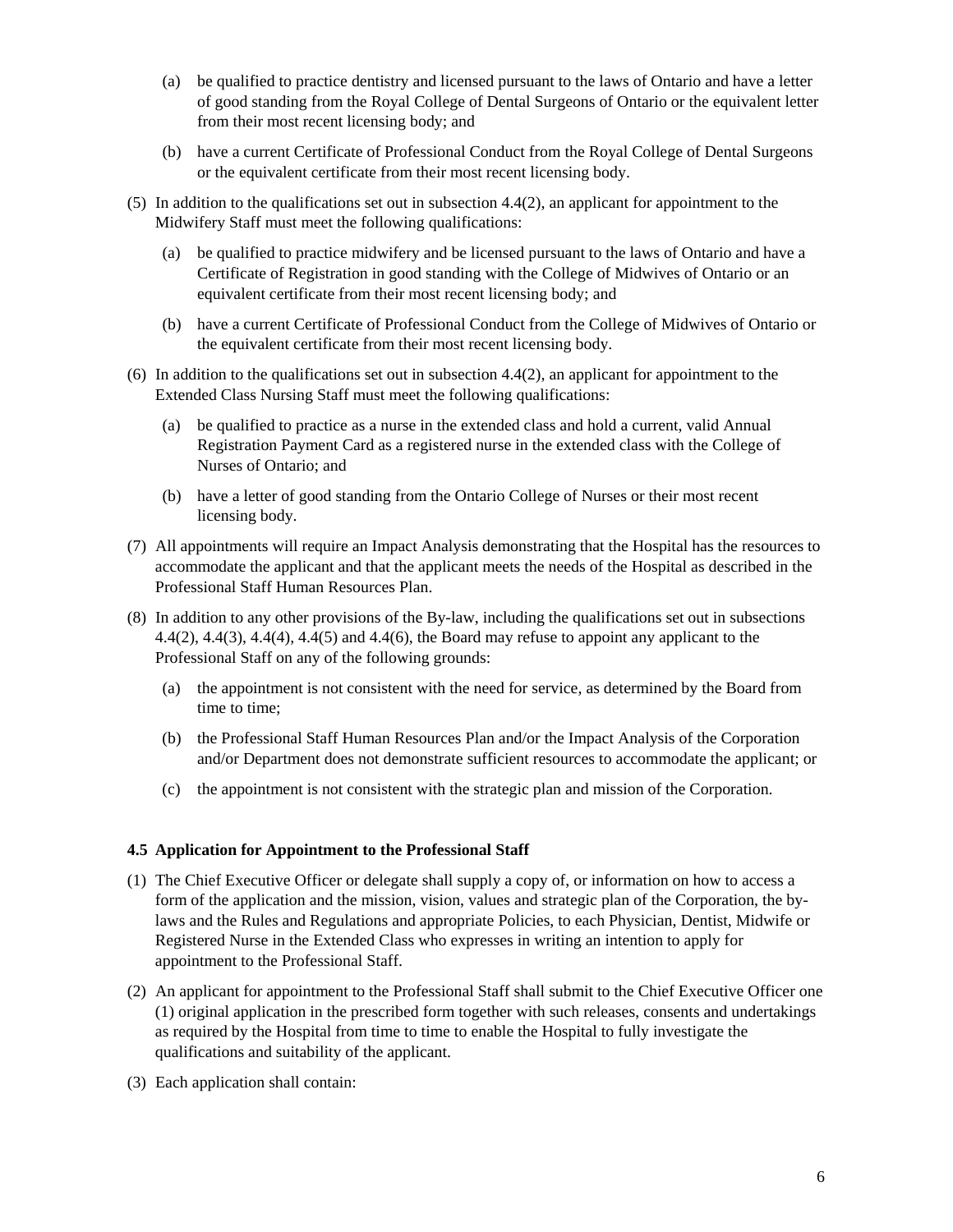(a) be qualified to practice dentistry and licensed pursuant to the laws of Ontario and have a letter of good standing from the Royal College of Dental Surgeons of Ontario or the equivalent letter from their most recent licensing body; and

(b) have a current Certificate of Professional Conduct from the Royal College of Dental Surgeons or the equivalent certificate from their most recent licensing body.

(5) In addition to the qualifications set out in subsection 4.4(2), an applicant for appointment to the Midwifery Staff must meet the following qualifications:

(a) be qualified to practice midwifery and be licensed pursuant to the laws of Ontario and have a Certificate of Registration in good standing with the College of Midwives of Ontario or an equivalent certificate from their most recent licensing body; and

(b) have a current Certificate of Professional Conduct from the College of Midwives of Ontario or the equivalent certificate from their most recent licensing body.

(6) In addition to the qualifications set out in subsection 4.4(2), an applicant for appointment to the Extended Class Nursing Staff must meet the following qualifications:

(a) be qualified to practice as a nurse in the extended class and hold a current, valid Annual Registration Payment Card as a registered nurse in the extended class with the College of Nurses of Ontario; and

(b) have a letter of good standing from the Ontario College of Nurses or their most recent licensing body.

(7) All appointments will require an Impact Analysis demonstrating that the Hospital has the resources to accommodate the applicant and that the applicant meets the needs of the Hospital as described in the Professional Staff Human Resources Plan.

(8) In addition to any other provisions of the By-law, including the qualifications set out in subsections 4.4(2), 4.4(3), 4.4(4), 4.4(5) and 4.4(6), the Board may refuse to appoint any applicant to the Professional Staff on any of the following grounds:

(a) the appointment is not consistent with the need for service, as determined by the Board from time to time;

(b) the Professional Staff Human Resources Plan and/or the Impact Analysis of the Corporation and/or Department does not demonstrate sufficient resources to accommodate the applicant; or

(c) the appointment is not consistent with the strategic plan and mission of the Corporation.

**4.5 Application for Appointment to the Professional Staff**

(1) The Chief Executive Officer or delegate shall supply a copy of, or information on how to access a form of the application and the mission, vision, values and strategic plan of the Corporation, the by-laws and the Rules and Regulations and appropriate Policies, to each Physician, Dentist, Midwife or Registered Nurse in the Extended Class who expresses in writing an intention to apply for appointment to the Professional Staff.

(2) An applicant for appointment to the Professional Staff shall submit to the Chief Executive Officer one (1) original application in the prescribed form together with such releases, consents and undertakings as required by the Hospital from time to time to enable the Hospital to fully investigate the qualifications and suitability of the applicant.

(3) Each application shall contain: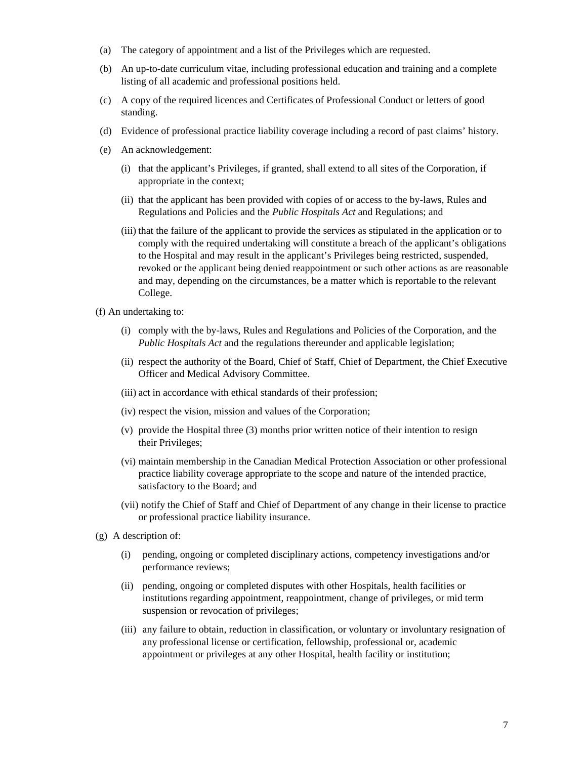(a) The category of appointment and a list of the Privileges which are requested.

(b) An up-to-date curriculum vitae, including professional education and training and a complete listing of all academic and professional positions held.

(c) A copy of the required licences and Certificates of Professional Conduct or letters of good standing.

(d) Evidence of professional practice liability coverage including a record of past claims' history.

(e) An acknowledgement:

  (i) that the applicant's Privileges, if granted, shall extend to all sites of the Corporation, if appropriate in the context;

  (ii) that the applicant has been provided with copies of or access to the by-laws, Rules and Regulations and Policies and the *Public Hospitals Act* and Regulations; and

  (iii) that the failure of the applicant to provide the services as stipulated in the application or to comply with the required undertaking will constitute a breach of the applicant's obligations to the Hospital and may result in the applicant's Privileges being restricted, suspended, revoked or the applicant being denied reappointment or such other actions as are reasonable and may, depending on the circumstances, be a matter which is reportable to the relevant College.

(f) An undertaking to:

  (i) comply with the by-laws, Rules and Regulations and Policies of the Corporation, and the *Public Hospitals Act* and the regulations thereunder and applicable legislation;

  (ii) respect the authority of the Board, Chief of Staff, Chief of Department, the Chief Executive Officer and Medical Advisory Committee.

  (iii) act in accordance with ethical standards of their profession;

  (iv) respect the vision, mission and values of the Corporation;

  (v) provide the Hospital three (3) months prior written notice of their intention to resign their Privileges;

  (vi) maintain membership in the Canadian Medical Protection Association or other professional practice liability coverage appropriate to the scope and nature of the intended practice, satisfactory to the Board; and

  (vii) notify the Chief of Staff and Chief of Department of any change in their license to practice or professional practice liability insurance.

(g) A description of:

  (i) pending, ongoing or completed disciplinary actions, competency investigations and/or performance reviews;

  (ii) pending, ongoing or completed disputes with other Hospitals, health facilities or institutions regarding appointment, reappointment, change of privileges, or mid term suspension or revocation of privileges;

  (iii) any failure to obtain, reduction in classification, or voluntary or involuntary resignation of any professional license or certification, fellowship, professional or, academic appointment or privileges at any other Hospital, health facility or institution;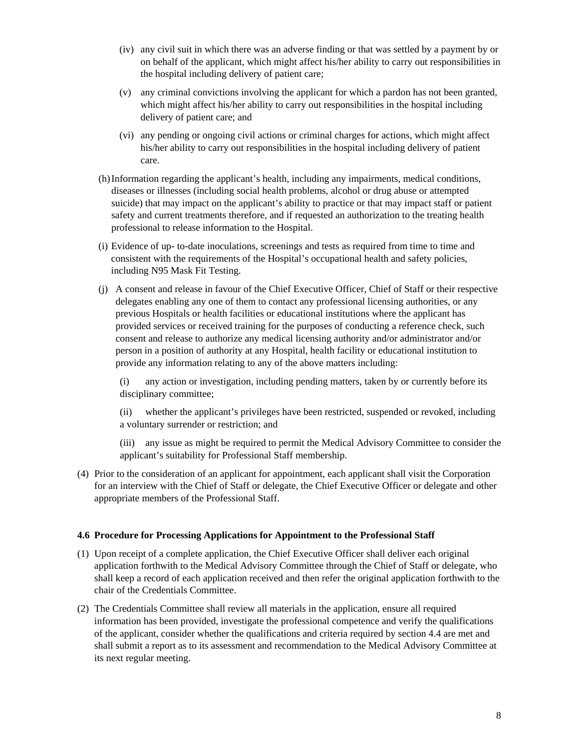(iv) any civil suit in which there was an adverse finding or that was settled by a payment by or on behalf of the applicant, which might affect his/her ability to carry out responsibilities in the hospital including delivery of patient care;

(v) any criminal convictions involving the applicant for which a pardon has not been granted, which might affect his/her ability to carry out responsibilities in the hospital including delivery of patient care; and

(vi) any pending or ongoing civil actions or criminal charges for actions, which might affect his/her ability to carry out responsibilities in the hospital including delivery of patient care.

(h) Information regarding the applicant's health, including any impairments, medical conditions, diseases or illnesses (including social health problems, alcohol or drug abuse or attempted suicide) that may impact on the applicant's ability to practice or that may impact staff or patient safety and current treatments therefore, and if requested an authorization to the treating health professional to release information to the Hospital.

(i) Evidence of up- to-date inoculations, screenings and tests as required from time to time and consistent with the requirements of the Hospital's occupational health and safety policies, including N95 Mask Fit Testing.

(j) A consent and release in favour of the Chief Executive Officer, Chief of Staff or their respective delegates enabling any one of them to contact any professional licensing authorities, or any previous Hospitals or health facilities or educational institutions where the applicant has provided services or received training for the purposes of conducting a reference check, such consent and release to authorize any medical licensing authority and/or administrator and/or person in a position of authority at any Hospital, health facility or educational institution to provide any information relating to any of the above matters including:

(i) any action or investigation, including pending matters, taken by or currently before its disciplinary committee;

(ii) whether the applicant's privileges have been restricted, suspended or revoked, including a voluntary surrender or restriction; and

(iii) any issue as might be required to permit the Medical Advisory Committee to consider the applicant's suitability for Professional Staff membership.

(4) Prior to the consideration of an applicant for appointment, each applicant shall visit the Corporation for an interview with the Chief of Staff or delegate, the Chief Executive Officer or delegate and other appropriate members of the Professional Staff.

### 4.6 Procedure for Processing Applications for Appointment to the Professional Staff

(1) Upon receipt of a complete application, the Chief Executive Officer shall deliver each original application forthwith to the Medical Advisory Committee through the Chief of Staff or delegate, who shall keep a record of each application received and then refer the original application forthwith to the chair of the Credentials Committee.

(2) The Credentials Committee shall review all materials in the application, ensure all required information has been provided, investigate the professional competence and verify the qualifications of the applicant, consider whether the qualifications and criteria required by section 4.4 are met and shall submit a report as to its assessment and recommendation to the Medical Advisory Committee at its next regular meeting.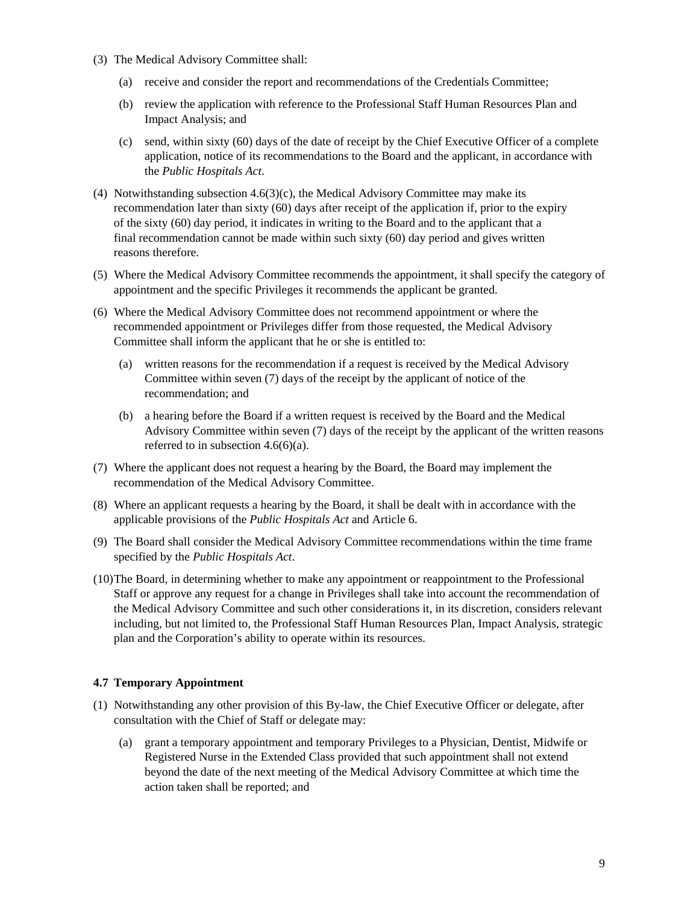(3) The Medical Advisory Committee shall:

  (a) receive and consider the report and recommendations of the Credentials Committee;

  (b) review the application with reference to the Professional Staff Human Resources Plan and Impact Analysis; and

  (c) send, within sixty (60) days of the date of receipt by the Chief Executive Officer of a complete application, notice of its recommendations to the Board and the applicant, in accordance with the *Public Hospitals Act*.

(4) Notwithstanding subsection 4.6(3)(c), the Medical Advisory Committee may make its recommendation later than sixty (60) days after receipt of the application if, prior to the expiry of the sixty (60) day period, it indicates in writing to the Board and to the applicant that a final recommendation cannot be made within such sixty (60) day period and gives written reasons therefore.

(5) Where the Medical Advisory Committee recommends the appointment, it shall specify the category of appointment and the specific Privileges it recommends the applicant be granted.

(6) Where the Medical Advisory Committee does not recommend appointment or where the recommended appointment or Privileges differ from those requested, the Medical Advisory Committee shall inform the applicant that he or she is entitled to:

  (a) written reasons for the recommendation if a request is received by the Medical Advisory Committee within seven (7) days of the receipt by the applicant of notice of the recommendation; and

  (b) a hearing before the Board if a written request is received by the Board and the Medical Advisory Committee within seven (7) days of the receipt by the applicant of the written reasons referred to in subsection 4.6(6)(a).

(7) Where the applicant does not request a hearing by the Board, the Board may implement the recommendation of the Medical Advisory Committee.

(8) Where an applicant requests a hearing by the Board, it shall be dealt with in accordance with the applicable provisions of the *Public Hospitals Act* and Article 6.

(9) The Board shall consider the Medical Advisory Committee recommendations within the time frame specified by the *Public Hospitals Act*.

(10) The Board, in determining whether to make any appointment or reappointment to the Professional Staff or approve any request for a change in Privileges shall take into account the recommendation of the Medical Advisory Committee and such other considerations it, in its discretion, considers relevant including, but not limited to, the Professional Staff Human Resources Plan, Impact Analysis, strategic plan and the Corporation's ability to operate within its resources.

### 4.7 Temporary Appointment

(1) Notwithstanding any other provision of this By-law, the Chief Executive Officer or delegate, after consultation with the Chief of Staff or delegate may:

  (a) grant a temporary appointment and temporary Privileges to a Physician, Dentist, Midwife or Registered Nurse in the Extended Class provided that such appointment shall not extend beyond the date of the next meeting of the Medical Advisory Committee at which time the action taken shall be reported; and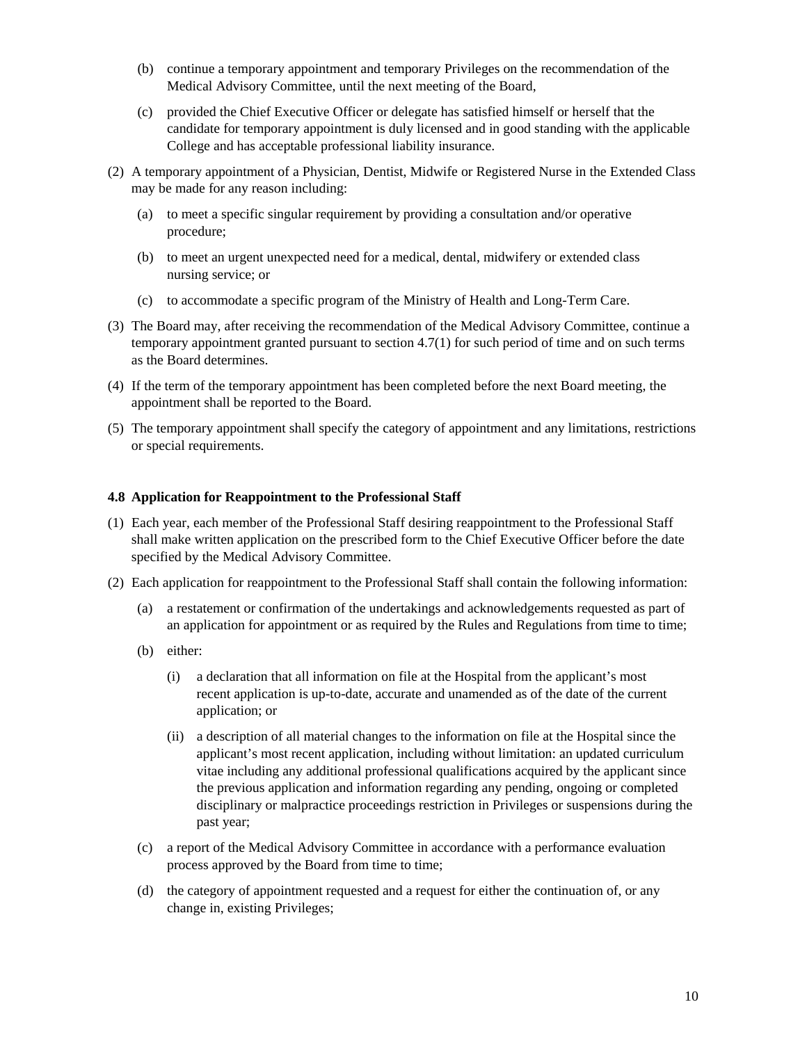(b) continue a temporary appointment and temporary Privileges on the recommendation of the Medical Advisory Committee, until the next meeting of the Board,

(c) provided the Chief Executive Officer or delegate has satisfied himself or herself that the candidate for temporary appointment is duly licensed and in good standing with the applicable College and has acceptable professional liability insurance.

(2) A temporary appointment of a Physician, Dentist, Midwife or Registered Nurse in the Extended Class may be made for any reason including:

(a) to meet a specific singular requirement by providing a consultation and/or operative procedure;

(b) to meet an urgent unexpected need for a medical, dental, midwifery or extended class nursing service; or

(c) to accommodate a specific program of the Ministry of Health and Long-Term Care.

(3) The Board may, after receiving the recommendation of the Medical Advisory Committee, continue a temporary appointment granted pursuant to section 4.7(1) for such period of time and on such terms as the Board determines.

(4) If the term of the temporary appointment has been completed before the next Board meeting, the appointment shall be reported to the Board.

(5) The temporary appointment shall specify the category of appointment and any limitations, restrictions or special requirements.

#### 4.8 Application for Reappointment to the Professional Staff

(1) Each year, each member of the Professional Staff desiring reappointment to the Professional Staff shall make written application on the prescribed form to the Chief Executive Officer before the date specified by the Medical Advisory Committee.

(2) Each application for reappointment to the Professional Staff shall contain the following information:

(a) a restatement or confirmation of the undertakings and acknowledgements requested as part of an application for appointment or as required by the Rules and Regulations from time to time;

(b) either:

(i) a declaration that all information on file at the Hospital from the applicant's most recent application is up-to-date, accurate and unamended as of the date of the current application; or

(ii) a description of all material changes to the information on file at the Hospital since the applicant's most recent application, including without limitation: an updated curriculum vitae including any additional professional qualifications acquired by the applicant since the previous application and information regarding any pending, ongoing or completed disciplinary or malpractice proceedings restriction in Privileges or suspensions during the past year;

(c) a report of the Medical Advisory Committee in accordance with a performance evaluation process approved by the Board from time to time;

(d) the category of appointment requested and a request for either the continuation of, or any change in, existing Privileges;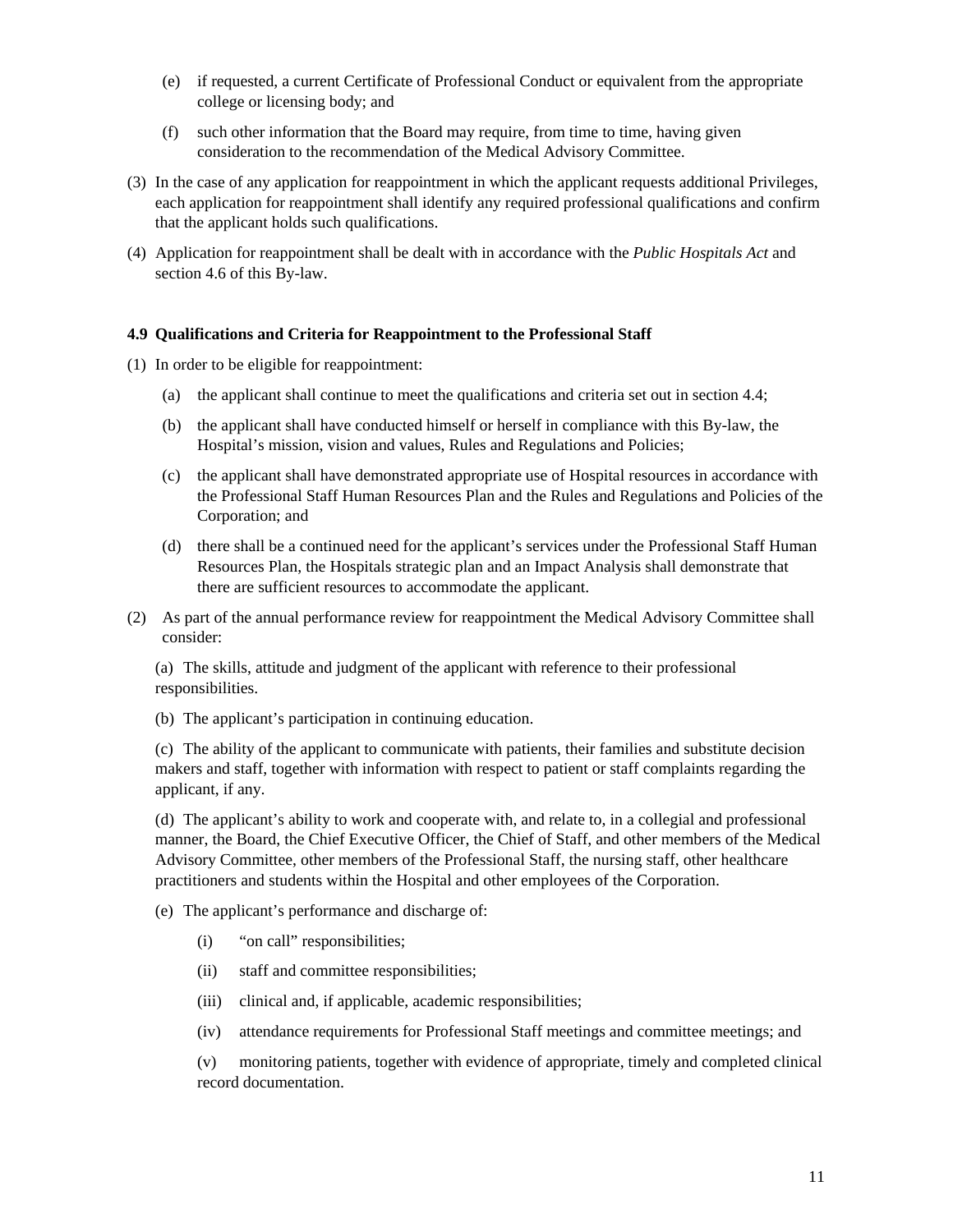(e) if requested, a current Certificate of Professional Conduct or equivalent from the appropriate college or licensing body; and

(f) such other information that the Board may require, from time to time, having given consideration to the recommendation of the Medical Advisory Committee.

(3) In the case of any application for reappointment in which the applicant requests additional Privileges, each application for reappointment shall identify any required professional qualifications and confirm that the applicant holds such qualifications.

(4) Application for reappointment shall be dealt with in accordance with the *Public Hospitals Act* and section 4.6 of this By-law.

**4.9 Qualifications and Criteria for Reappointment to the Professional Staff**

(1) In order to be eligible for reappointment:

(a) the applicant shall continue to meet the qualifications and criteria set out in section 4.4;

(b) the applicant shall have conducted himself or herself in compliance with this By-law, the Hospital's mission, vision and values, Rules and Regulations and Policies;

(c) the applicant shall have demonstrated appropriate use of Hospital resources in accordance with the Professional Staff Human Resources Plan and the Rules and Regulations and Policies of the Corporation; and

(d) there shall be a continued need for the applicant's services under the Professional Staff Human Resources Plan, the Hospitals strategic plan and an Impact Analysis shall demonstrate that there are sufficient resources to accommodate the applicant.

(2) As part of the annual performance review for reappointment the Medical Advisory Committee shall consider:

(a) The skills, attitude and judgment of the applicant with reference to their professional responsibilities.

(b) The applicant's participation in continuing education.

(c) The ability of the applicant to communicate with patients, their families and substitute decision makers and staff, together with information with respect to patient or staff complaints regarding the applicant, if any.

(d) The applicant's ability to work and cooperate with, and relate to, in a collegial and professional manner, the Board, the Chief Executive Officer, the Chief of Staff, and other members of the Medical Advisory Committee, other members of the Professional Staff, the nursing staff, other healthcare practitioners and students within the Hospital and other employees of the Corporation.

(e) The applicant's performance and discharge of:

(i) "on call" responsibilities;

(ii) staff and committee responsibilities;

(iii) clinical and, if applicable, academic responsibilities;

(iv) attendance requirements for Professional Staff meetings and committee meetings; and

(v) monitoring patients, together with evidence of appropriate, timely and completed clinical record documentation.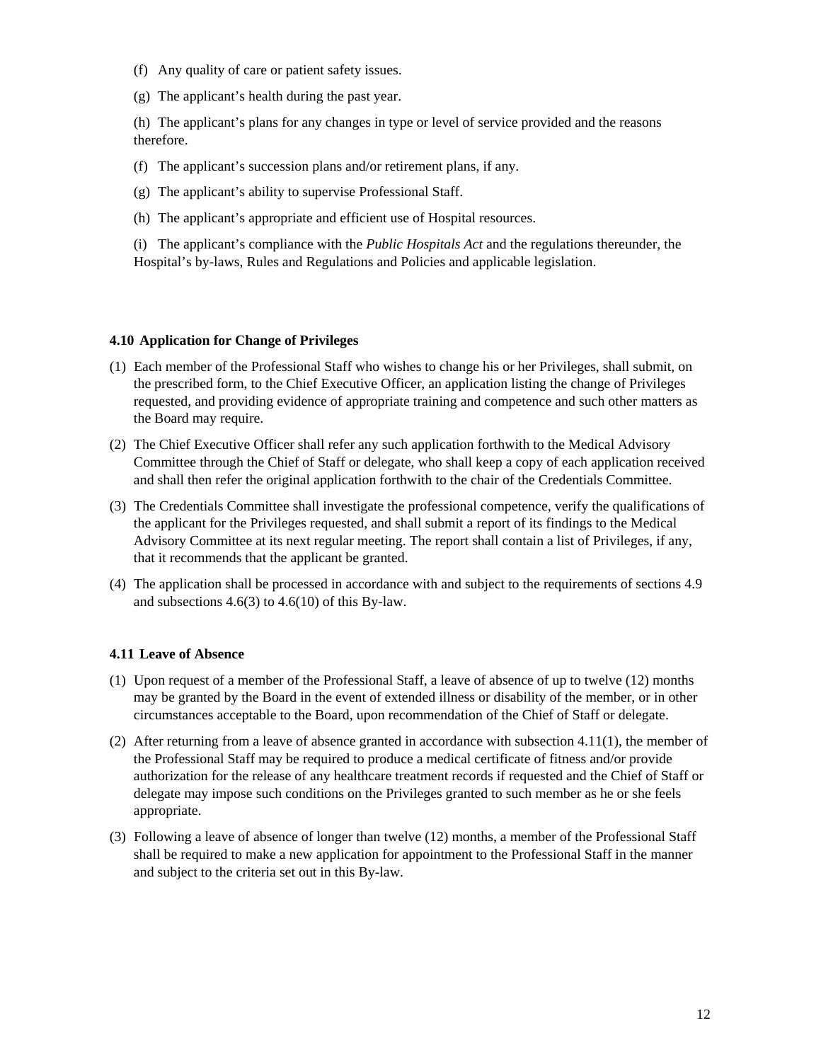(f) Any quality of care or patient safety issues.

(g) The applicant's health during the past year.

(h) The applicant's plans for any changes in type or level of service provided and the reasons therefore.

(f) The applicant's succession plans and/or retirement plans, if any.

(g) The applicant's ability to supervise Professional Staff.

(h) The applicant's appropriate and efficient use of Hospital resources.

(i) The applicant's compliance with the *Public Hospitals Act* and the regulations thereunder, the Hospital's by-laws, Rules and Regulations and Policies and applicable legislation.

#### 4.10 Application for Change of Privileges

(1) Each member of the Professional Staff who wishes to change his or her Privileges, shall submit, on the prescribed form, to the Chief Executive Officer, an application listing the change of Privileges requested, and providing evidence of appropriate training and competence and such other matters as the Board may require.

(2) The Chief Executive Officer shall refer any such application forthwith to the Medical Advisory Committee through the Chief of Staff or delegate, who shall keep a copy of each application received and shall then refer the original application forthwith to the chair of the Credentials Committee.

(3) The Credentials Committee shall investigate the professional competence, verify the qualifications of the applicant for the Privileges requested, and shall submit a report of its findings to the Medical Advisory Committee at its next regular meeting. The report shall contain a list of Privileges, if any, that it recommends that the applicant be granted.

(4) The application shall be processed in accordance with and subject to the requirements of sections 4.9 and subsections 4.6(3) to 4.6(10) of this By-law.

#### 4.11 Leave of Absence

(1) Upon request of a member of the Professional Staff, a leave of absence of up to twelve (12) months may be granted by the Board in the event of extended illness or disability of the member, or in other circumstances acceptable to the Board, upon recommendation of the Chief of Staff or delegate.

(2) After returning from a leave of absence granted in accordance with subsection 4.11(1), the member of the Professional Staff may be required to produce a medical certificate of fitness and/or provide authorization for the release of any healthcare treatment records if requested and the Chief of Staff or delegate may impose such conditions on the Privileges granted to such member as he or she feels appropriate.

(3) Following a leave of absence of longer than twelve (12) months, a member of the Professional Staff shall be required to make a new application for appointment to the Professional Staff in the manner and subject to the criteria set out in this By-law.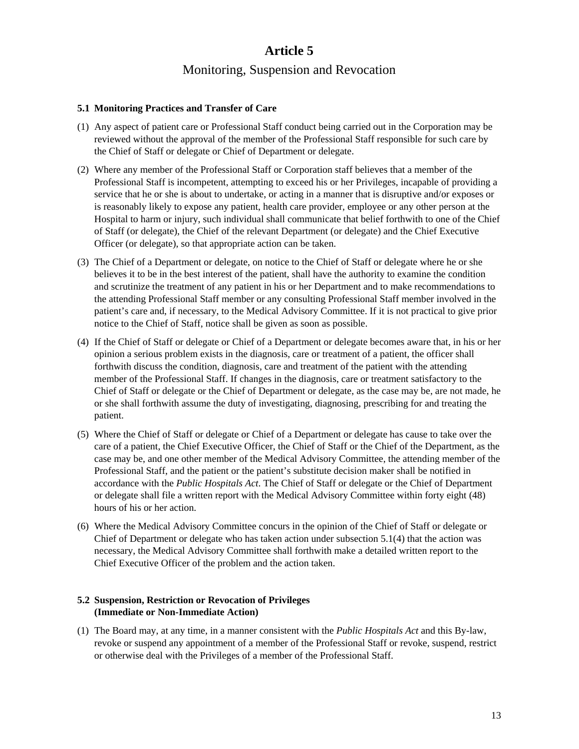# Article 5

## Monitoring, Suspension and Revocation

### 5.1 Monitoring Practices and Transfer of Care

(1) Any aspect of patient care or Professional Staff conduct being carried out in the Corporation may be reviewed without the approval of the member of the Professional Staff responsible for such care by the Chief of Staff or delegate or Chief of Department or delegate.

(2) Where any member of the Professional Staff or Corporation staff believes that a member of the Professional Staff is incompetent, attempting to exceed his or her Privileges, incapable of providing a service that he or she is about to undertake, or acting in a manner that is disruptive and/or exposes or is reasonably likely to expose any patient, health care provider, employee or any other person at the Hospital to harm or injury, such individual shall communicate that belief forthwith to one of the Chief of Staff (or delegate), the Chief of the relevant Department (or delegate) and the Chief Executive Officer (or delegate), so that appropriate action can be taken.

(3) The Chief of a Department or delegate, on notice to the Chief of Staff or delegate where he or she believes it to be in the best interest of the patient, shall have the authority to examine the condition and scrutinize the treatment of any patient in his or her Department and to make recommendations to the attending Professional Staff member or any consulting Professional Staff member involved in the patient's care and, if necessary, to the Medical Advisory Committee. If it is not practical to give prior notice to the Chief of Staff, notice shall be given as soon as possible.

(4) If the Chief of Staff or delegate or Chief of a Department or delegate becomes aware that, in his or her opinion a serious problem exists in the diagnosis, care or treatment of a patient, the officer shall forthwith discuss the condition, diagnosis, care and treatment of the patient with the attending member of the Professional Staff. If changes in the diagnosis, care or treatment satisfactory to the Chief of Staff or delegate or the Chief of Department or delegate, as the case may be, are not made, he or she shall forthwith assume the duty of investigating, diagnosing, prescribing for and treating the patient.

(5) Where the Chief of Staff or delegate or Chief of a Department or delegate has cause to take over the care of a patient, the Chief Executive Officer, the Chief of Staff or the Chief of the Department, as the case may be, and one other member of the Medical Advisory Committee, the attending member of the Professional Staff, and the patient or the patient's substitute decision maker shall be notified in accordance with the *Public Hospitals Act*. The Chief of Staff or delegate or the Chief of Department or delegate shall file a written report with the Medical Advisory Committee within forty eight (48) hours of his or her action.

(6) Where the Medical Advisory Committee concurs in the opinion of the Chief of Staff or delegate or Chief of Department or delegate who has taken action under subsection 5.1(4) that the action was necessary, the Medical Advisory Committee shall forthwith make a detailed written report to the Chief Executive Officer of the problem and the action taken.

### 5.2 Suspension, Restriction or Revocation of Privileges (Immediate or Non-Immediate Action)

(1) The Board may, at any time, in a manner consistent with the *Public Hospitals Act* and this By-law, revoke or suspend any appointment of a member of the Professional Staff or revoke, suspend, restrict or otherwise deal with the Privileges of a member of the Professional Staff.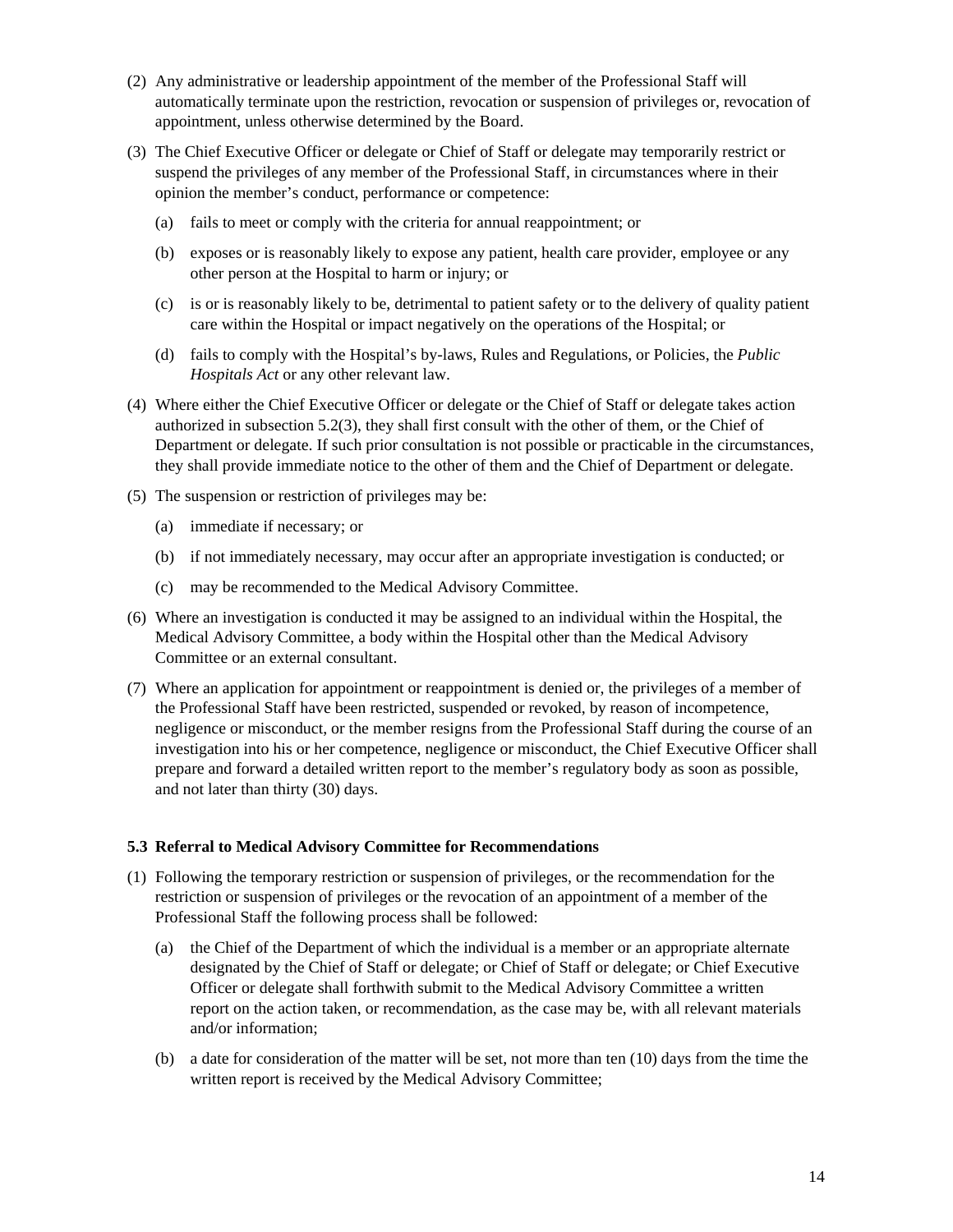(2) Any administrative or leadership appointment of the member of the Professional Staff will automatically terminate upon the restriction, revocation or suspension of privileges or, revocation of appointment, unless otherwise determined by the Board.

(3) The Chief Executive Officer or delegate or Chief of Staff or delegate may temporarily restrict or suspend the privileges of any member of the Professional Staff, in circumstances where in their opinion the member's conduct, performance or competence:

   (a) fails to meet or comply with the criteria for annual reappointment; or

   (b) exposes or is reasonably likely to expose any patient, health care provider, employee or any other person at the Hospital to harm or injury; or

   (c) is or is reasonably likely to be, detrimental to patient safety or to the delivery of quality patient care within the Hospital or impact negatively on the operations of the Hospital; or

   (d) fails to comply with the Hospital's by-laws, Rules and Regulations, or Policies, the *Public Hospitals Act* or any other relevant law.

(4) Where either the Chief Executive Officer or delegate or the Chief of Staff or delegate takes action authorized in subsection 5.2(3), they shall first consult with the other of them, or the Chief of Department or delegate. If such prior consultation is not possible or practicable in the circumstances, they shall provide immediate notice to the other of them and the Chief of Department or delegate.

(5) The suspension or restriction of privileges may be:

   (a) immediate if necessary; or

   (b) if not immediately necessary, may occur after an appropriate investigation is conducted; or

   (c) may be recommended to the Medical Advisory Committee.

(6) Where an investigation is conducted it may be assigned to an individual within the Hospital, the Medical Advisory Committee, a body within the Hospital other than the Medical Advisory Committee or an external consultant.

(7) Where an application for appointment or reappointment is denied or, the privileges of a member of the Professional Staff have been restricted, suspended or revoked, by reason of incompetence, negligence or misconduct, or the member resigns from the Professional Staff during the course of an investigation into his or her competence, negligence or misconduct, the Chief Executive Officer shall prepare and forward a detailed written report to the member's regulatory body as soon as possible, and not later than thirty (30) days.

### 5.3 Referral to Medical Advisory Committee for Recommendations

(1) Following the temporary restriction or suspension of privileges, or the recommendation for the restriction or suspension of privileges or the revocation of an appointment of a member of the Professional Staff the following process shall be followed:

   (a) the Chief of the Department of which the individual is a member or an appropriate alternate designated by the Chief of Staff or delegate; or Chief of Staff or delegate; or Chief Executive Officer or delegate shall forthwith submit to the Medical Advisory Committee a written report on the action taken, or recommendation, as the case may be, with all relevant materials and/or information;

   (b) a date for consideration of the matter will be set, not more than ten (10) days from the time the written report is received by the Medical Advisory Committee;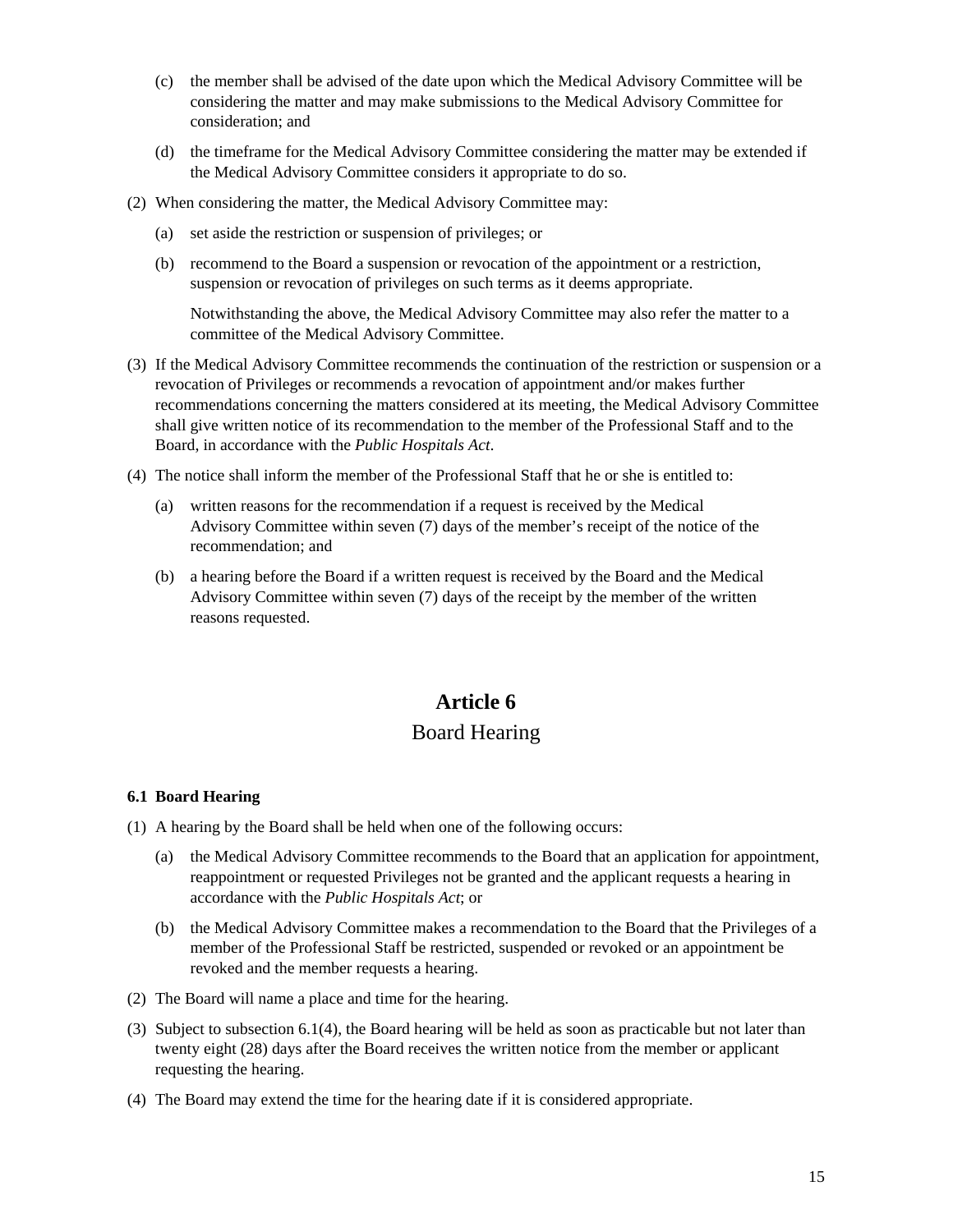(c) the member shall be advised of the date upon which the Medical Advisory Committee will be considering the matter and may make submissions to the Medical Advisory Committee for consideration; and

(d) the timeframe for the Medical Advisory Committee considering the matter may be extended if the Medical Advisory Committee considers it appropriate to do so.

(2) When considering the matter, the Medical Advisory Committee may:

(a) set aside the restriction or suspension of privileges; or

(b) recommend to the Board a suspension or revocation of the appointment or a restriction, suspension or revocation of privileges on such terms as it deems appropriate.

Notwithstanding the above, the Medical Advisory Committee may also refer the matter to a committee of the Medical Advisory Committee.

(3) If the Medical Advisory Committee recommends the continuation of the restriction or suspension or a revocation of Privileges or recommends a revocation of appointment and/or makes further recommendations concerning the matters considered at its meeting, the Medical Advisory Committee shall give written notice of its recommendation to the member of the Professional Staff and to the Board, in accordance with the *Public Hospitals Act*.

(4) The notice shall inform the member of the Professional Staff that he or she is entitled to:

(a) written reasons for the recommendation if a request is received by the Medical Advisory Committee within seven (7) days of the member's receipt of the notice of the recommendation; and

(b) a hearing before the Board if a written request is received by the Board and the Medical Advisory Committee within seven (7) days of the receipt by the member of the written reasons requested.

# Article 6

## Board Hearing

### 6.1 Board Hearing

(1) A hearing by the Board shall be held when one of the following occurs:

(a) the Medical Advisory Committee recommends to the Board that an application for appointment, reappointment or requested Privileges not be granted and the applicant requests a hearing in accordance with the *Public Hospitals Act*; or

(b) the Medical Advisory Committee makes a recommendation to the Board that the Privileges of a member of the Professional Staff be restricted, suspended or revoked or an appointment be revoked and the member requests a hearing.

(2) The Board will name a place and time for the hearing.

(3) Subject to subsection 6.1(4), the Board hearing will be held as soon as practicable but not later than twenty eight (28) days after the Board receives the written notice from the member or applicant requesting the hearing.

(4) The Board may extend the time for the hearing date if it is considered appropriate.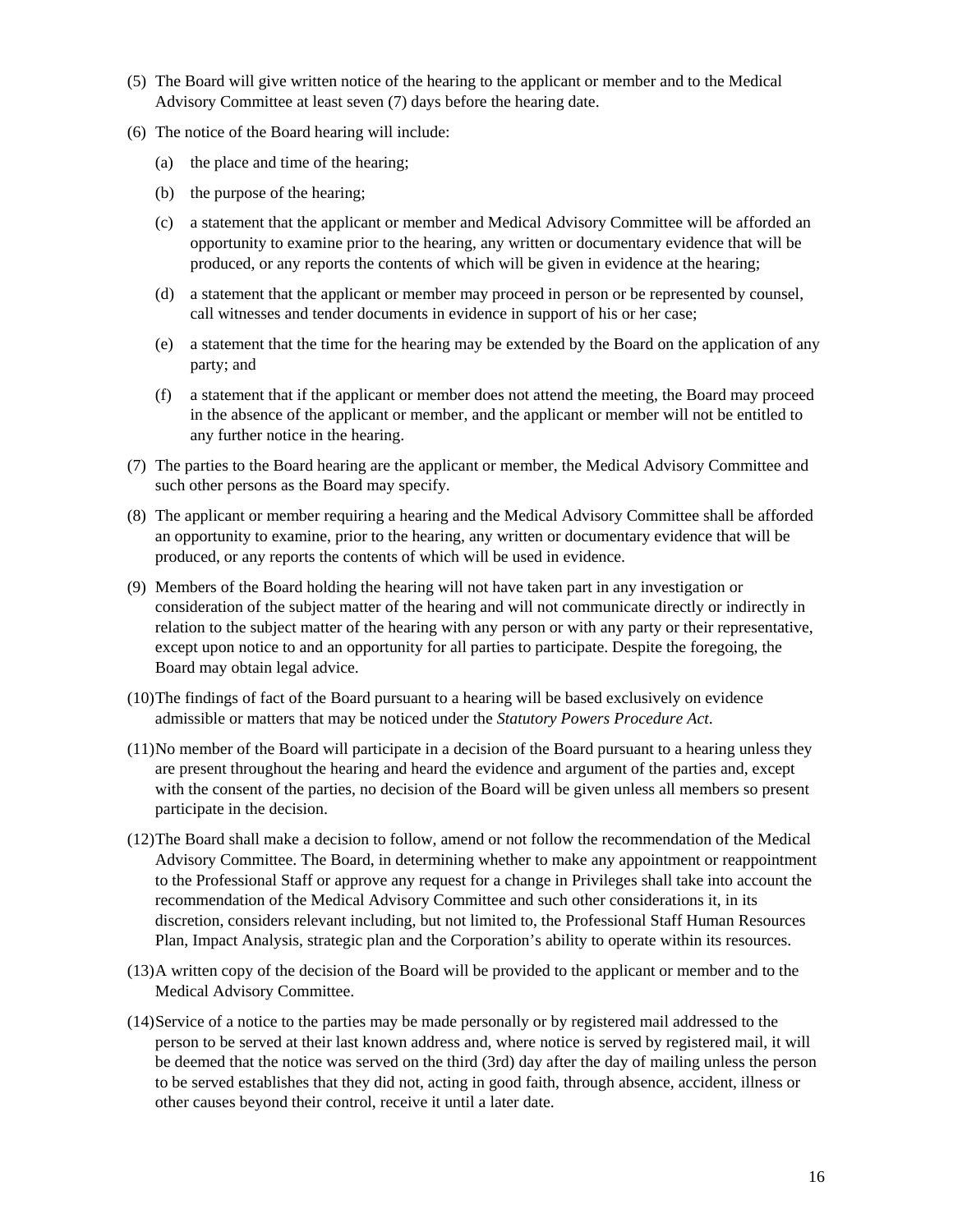(5) The Board will give written notice of the hearing to the applicant or member and to the Medical Advisory Committee at least seven (7) days before the hearing date.

(6) The notice of the Board hearing will include:

  (a) the place and time of the hearing;

  (b) the purpose of the hearing;

  (c) a statement that the applicant or member and Medical Advisory Committee will be afforded an opportunity to examine prior to the hearing, any written or documentary evidence that will be produced, or any reports the contents of which will be given in evidence at the hearing;

  (d) a statement that the applicant or member may proceed in person or be represented by counsel, call witnesses and tender documents in evidence in support of his or her case;

  (e) a statement that the time for the hearing may be extended by the Board on the application of any party; and

  (f) a statement that if the applicant or member does not attend the meeting, the Board may proceed in the absence of the applicant or member, and the applicant or member will not be entitled to any further notice in the hearing.

(7) The parties to the Board hearing are the applicant or member, the Medical Advisory Committee and such other persons as the Board may specify.

(8) The applicant or member requiring a hearing and the Medical Advisory Committee shall be afforded an opportunity to examine, prior to the hearing, any written or documentary evidence that will be produced, or any reports the contents of which will be used in evidence.

(9) Members of the Board holding the hearing will not have taken part in any investigation or consideration of the subject matter of the hearing and will not communicate directly or indirectly in relation to the subject matter of the hearing with any person or with any party or their representative, except upon notice to and an opportunity for all parties to participate. Despite the foregoing, the Board may obtain legal advice.

(10) The findings of fact of the Board pursuant to a hearing will be based exclusively on evidence admissible or matters that may be noticed under the *Statutory Powers Procedure Act*.

(11) No member of the Board will participate in a decision of the Board pursuant to a hearing unless they are present throughout the hearing and heard the evidence and argument of the parties and, except with the consent of the parties, no decision of the Board will be given unless all members so present participate in the decision.

(12) The Board shall make a decision to follow, amend or not follow the recommendation of the Medical Advisory Committee. The Board, in determining whether to make any appointment or reappointment to the Professional Staff or approve any request for a change in Privileges shall take into account the recommendation of the Medical Advisory Committee and such other considerations it, in its discretion, considers relevant including, but not limited to, the Professional Staff Human Resources Plan, Impact Analysis, strategic plan and the Corporation's ability to operate within its resources.

(13) A written copy of the decision of the Board will be provided to the applicant or member and to the Medical Advisory Committee.

(14) Service of a notice to the parties may be made personally or by registered mail addressed to the person to be served at their last known address and, where notice is served by registered mail, it will be deemed that the notice was served on the third (3rd) day after the day of mailing unless the person to be served establishes that they did not, acting in good faith, through absence, accident, illness or other causes beyond their control, receive it until a later date.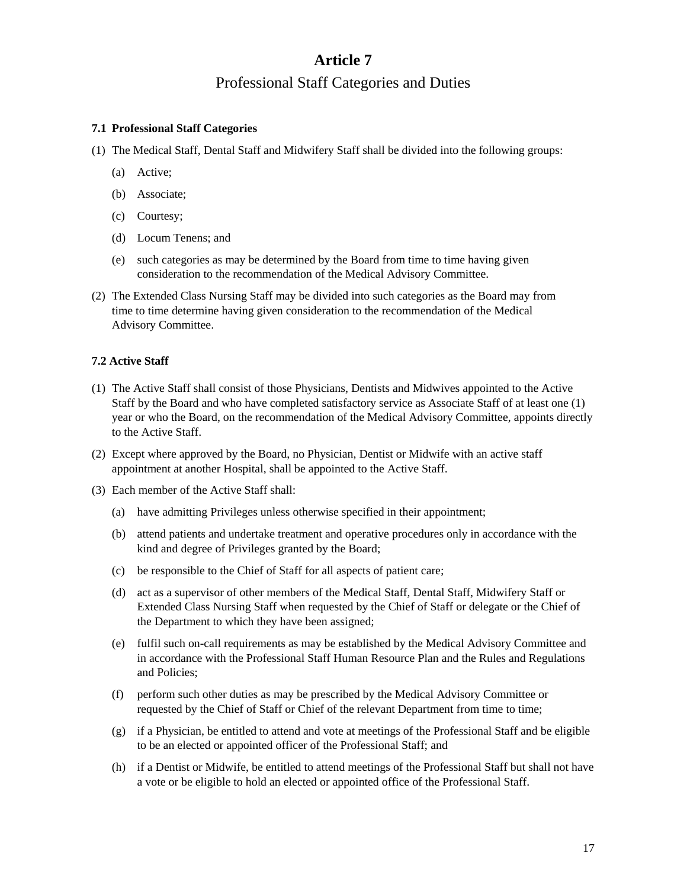# Article 7

## Professional Staff Categories and Duties

### 7.1 Professional Staff Categories

(1) The Medical Staff, Dental Staff and Midwifery Staff shall be divided into the following groups:

  (a) Active;

  (b) Associate;

  (c) Courtesy;

  (d) Locum Tenens; and

  (e) such categories as may be determined by the Board from time to time having given consideration to the recommendation of the Medical Advisory Committee.

(2) The Extended Class Nursing Staff may be divided into such categories as the Board may from time to time determine having given consideration to the recommendation of the Medical Advisory Committee.

### 7.2 Active Staff

(1) The Active Staff shall consist of those Physicians, Dentists and Midwives appointed to the Active Staff by the Board and who have completed satisfactory service as Associate Staff of at least one (1) year or who the Board, on the recommendation of the Medical Advisory Committee, appoints directly to the Active Staff.

(2) Except where approved by the Board, no Physician, Dentist or Midwife with an active staff appointment at another Hospital, shall be appointed to the Active Staff.

(3) Each member of the Active Staff shall:

  (a) have admitting Privileges unless otherwise specified in their appointment;

  (b) attend patients and undertake treatment and operative procedures only in accordance with the kind and degree of Privileges granted by the Board;

  (c) be responsible to the Chief of Staff for all aspects of patient care;

  (d) act as a supervisor of other members of the Medical Staff, Dental Staff, Midwifery Staff or Extended Class Nursing Staff when requested by the Chief of Staff or delegate or the Chief of the Department to which they have been assigned;

  (e) fulfil such on-call requirements as may be established by the Medical Advisory Committee and in accordance with the Professional Staff Human Resource Plan and the Rules and Regulations and Policies;

  (f) perform such other duties as may be prescribed by the Medical Advisory Committee or requested by the Chief of Staff or Chief of the relevant Department from time to time;

  (g) if a Physician, be entitled to attend and vote at meetings of the Professional Staff and be eligible to be an elected or appointed officer of the Professional Staff; and

  (h) if a Dentist or Midwife, be entitled to attend meetings of the Professional Staff but shall not have a vote or be eligible to hold an elected or appointed office of the Professional Staff.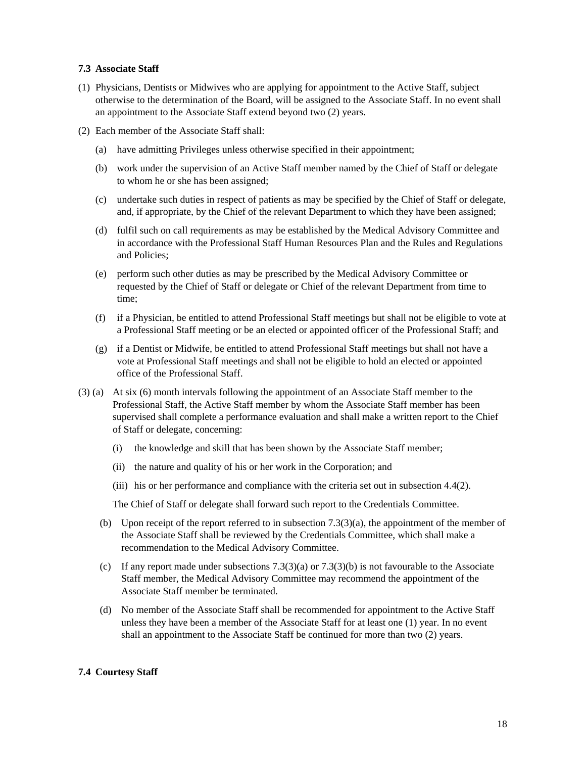### 7.3 Associate Staff

(1) Physicians, Dentists or Midwives who are applying for appointment to the Active Staff, subject otherwise to the determination of the Board, will be assigned to the Associate Staff. In no event shall an appointment to the Associate Staff extend beyond two (2) years.

(2) Each member of the Associate Staff shall:

  (a) have admitting Privileges unless otherwise specified in their appointment;

  (b) work under the supervision of an Active Staff member named by the Chief of Staff or delegate to whom he or she has been assigned;

  (c) undertake such duties in respect of patients as may be specified by the Chief of Staff or delegate, and, if appropriate, by the Chief of the relevant Department to which they have been assigned;

  (d) fulfil such on call requirements as may be established by the Medical Advisory Committee and in accordance with the Professional Staff Human Resources Plan and the Rules and Regulations and Policies;

  (e) perform such other duties as may be prescribed by the Medical Advisory Committee or requested by the Chief of Staff or delegate or Chief of the relevant Department from time to time;

  (f) if a Physician, be entitled to attend Professional Staff meetings but shall not be eligible to vote at a Professional Staff meeting or be an elected or appointed officer of the Professional Staff; and

  (g) if a Dentist or Midwife, be entitled to attend Professional Staff meetings but shall not have a vote at Professional Staff meetings and shall not be eligible to hold an elected or appointed office of the Professional Staff.

(3) (a) At six (6) month intervals following the appointment of an Associate Staff member to the Professional Staff, the Active Staff member by whom the Associate Staff member has been supervised shall complete a performance evaluation and shall make a written report to the Chief of Staff or delegate, concerning:

    (i) the knowledge and skill that has been shown by the Associate Staff member;

    (ii) the nature and quality of his or her work in the Corporation; and

    (iii) his or her performance and compliance with the criteria set out in subsection 4.4(2).

  The Chief of Staff or delegate shall forward such report to the Credentials Committee.

  (b) Upon receipt of the report referred to in subsection 7.3(3)(a), the appointment of the member of the Associate Staff shall be reviewed by the Credentials Committee, which shall make a recommendation to the Medical Advisory Committee.

  (c) If any report made under subsections 7.3(3)(a) or 7.3(3)(b) is not favourable to the Associate Staff member, the Medical Advisory Committee may recommend the appointment of the Associate Staff member be terminated.

  (d) No member of the Associate Staff shall be recommended for appointment to the Active Staff unless they have been a member of the Associate Staff for at least one (1) year. In no event shall an appointment to the Associate Staff be continued for more than two (2) years.

### 7.4 Courtesy Staff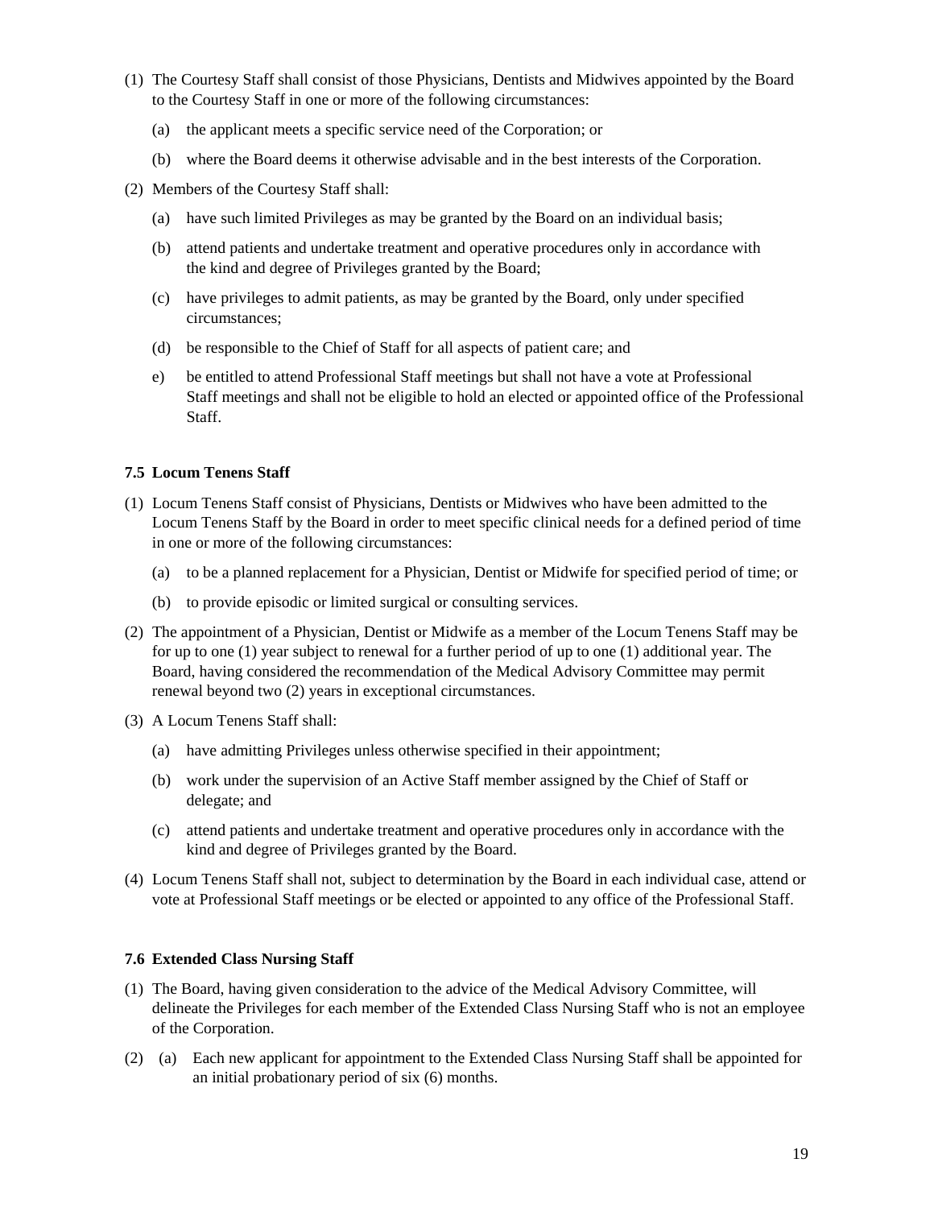(1) The Courtesy Staff shall consist of those Physicians, Dentists and Midwives appointed by the Board to the Courtesy Staff in one or more of the following circumstances:

   (a) the applicant meets a specific service need of the Corporation; or

   (b) where the Board deems it otherwise advisable and in the best interests of the Corporation.

(2) Members of the Courtesy Staff shall:

   (a) have such limited Privileges as may be granted by the Board on an individual basis;

   (b) attend patients and undertake treatment and operative procedures only in accordance with the kind and degree of Privileges granted by the Board;

   (c) have privileges to admit patients, as may be granted by the Board, only under specified circumstances;

   (d) be responsible to the Chief of Staff for all aspects of patient care; and

   e) be entitled to attend Professional Staff meetings but shall not have a vote at Professional Staff meetings and shall not be eligible to hold an elected or appointed office of the Professional Staff.

### 7.5 Locum Tenens Staff

(1) Locum Tenens Staff consist of Physicians, Dentists or Midwives who have been admitted to the Locum Tenens Staff by the Board in order to meet specific clinical needs for a defined period of time in one or more of the following circumstances:

   (a) to be a planned replacement for a Physician, Dentist or Midwife for specified period of time; or

   (b) to provide episodic or limited surgical or consulting services.

(2) The appointment of a Physician, Dentist or Midwife as a member of the Locum Tenens Staff may be for up to one (1) year subject to renewal for a further period of up to one (1) additional year. The Board, having considered the recommendation of the Medical Advisory Committee may permit renewal beyond two (2) years in exceptional circumstances.

(3) A Locum Tenens Staff shall:

   (a) have admitting Privileges unless otherwise specified in their appointment;

   (b) work under the supervision of an Active Staff member assigned by the Chief of Staff or delegate; and

   (c) attend patients and undertake treatment and operative procedures only in accordance with the kind and degree of Privileges granted by the Board.

(4) Locum Tenens Staff shall not, subject to determination by the Board in each individual case, attend or vote at Professional Staff meetings or be elected or appointed to any office of the Professional Staff.

### 7.6 Extended Class Nursing Staff

(1) The Board, having given consideration to the advice of the Medical Advisory Committee, will delineate the Privileges for each member of the Extended Class Nursing Staff who is not an employee of the Corporation.

(2) (a) Each new applicant for appointment to the Extended Class Nursing Staff shall be appointed for an initial probationary period of six (6) months.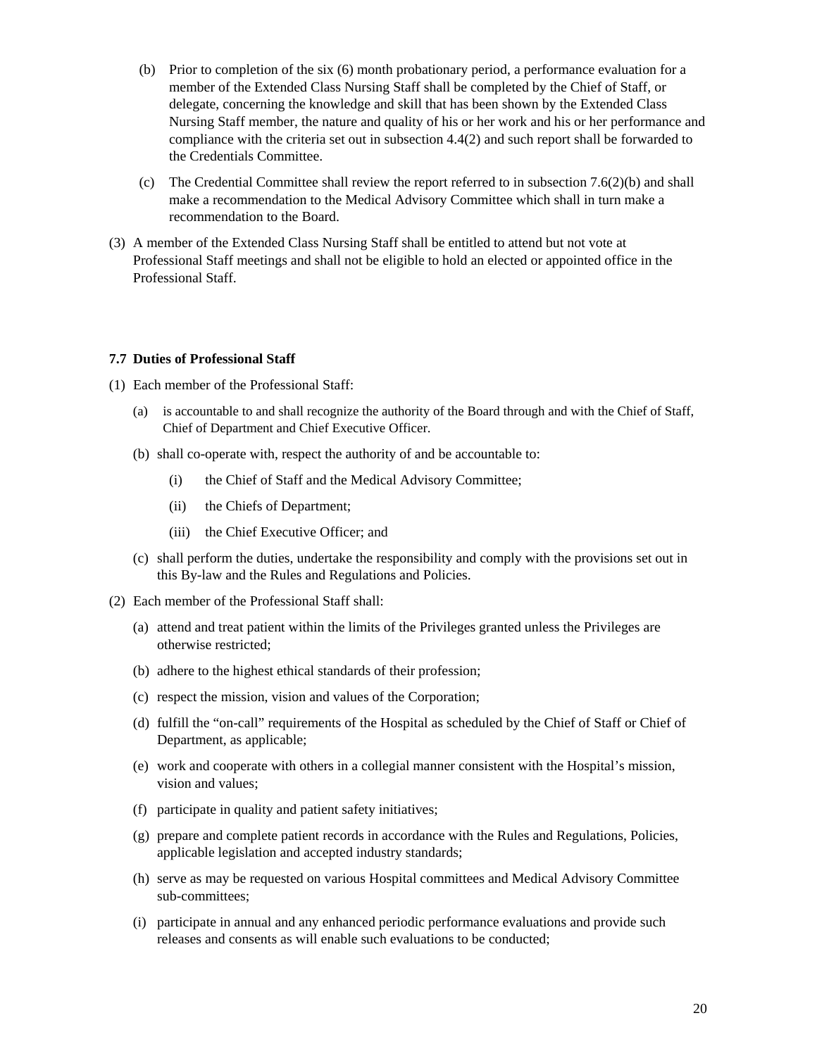(b) Prior to completion of the six (6) month probationary period, a performance evaluation for a member of the Extended Class Nursing Staff shall be completed by the Chief of Staff, or delegate, concerning the knowledge and skill that has been shown by the Extended Class Nursing Staff member, the nature and quality of his or her work and his or her performance and compliance with the criteria set out in subsection 4.4(2) and such report shall be forwarded to the Credentials Committee.

(c) The Credential Committee shall review the report referred to in subsection 7.6(2)(b) and shall make a recommendation to the Medical Advisory Committee which shall in turn make a recommendation to the Board.

(3) A member of the Extended Class Nursing Staff shall be entitled to attend but not vote at Professional Staff meetings and shall not be eligible to hold an elected or appointed office in the Professional Staff.

**7.7 Duties of Professional Staff**

(1) Each member of the Professional Staff:

(a) is accountable to and shall recognize the authority of the Board through and with the Chief of Staff, Chief of Department and Chief Executive Officer.

(b) shall co-operate with, respect the authority of and be accountable to:

(i) the Chief of Staff and the Medical Advisory Committee;

(ii) the Chiefs of Department;

(iii) the Chief Executive Officer; and

(c) shall perform the duties, undertake the responsibility and comply with the provisions set out in this By-law and the Rules and Regulations and Policies.

(2) Each member of the Professional Staff shall:

(a) attend and treat patient within the limits of the Privileges granted unless the Privileges are otherwise restricted;

(b) adhere to the highest ethical standards of their profession;

(c) respect the mission, vision and values of the Corporation;

(d) fulfill the "on-call" requirements of the Hospital as scheduled by the Chief of Staff or Chief of Department, as applicable;

(e) work and cooperate with others in a collegial manner consistent with the Hospital's mission, vision and values;

(f) participate in quality and patient safety initiatives;

(g) prepare and complete patient records in accordance with the Rules and Regulations, Policies, applicable legislation and accepted industry standards;

(h) serve as may be requested on various Hospital committees and Medical Advisory Committee sub-committees;

(i) participate in annual and any enhanced periodic performance evaluations and provide such releases and consents as will enable such evaluations to be conducted;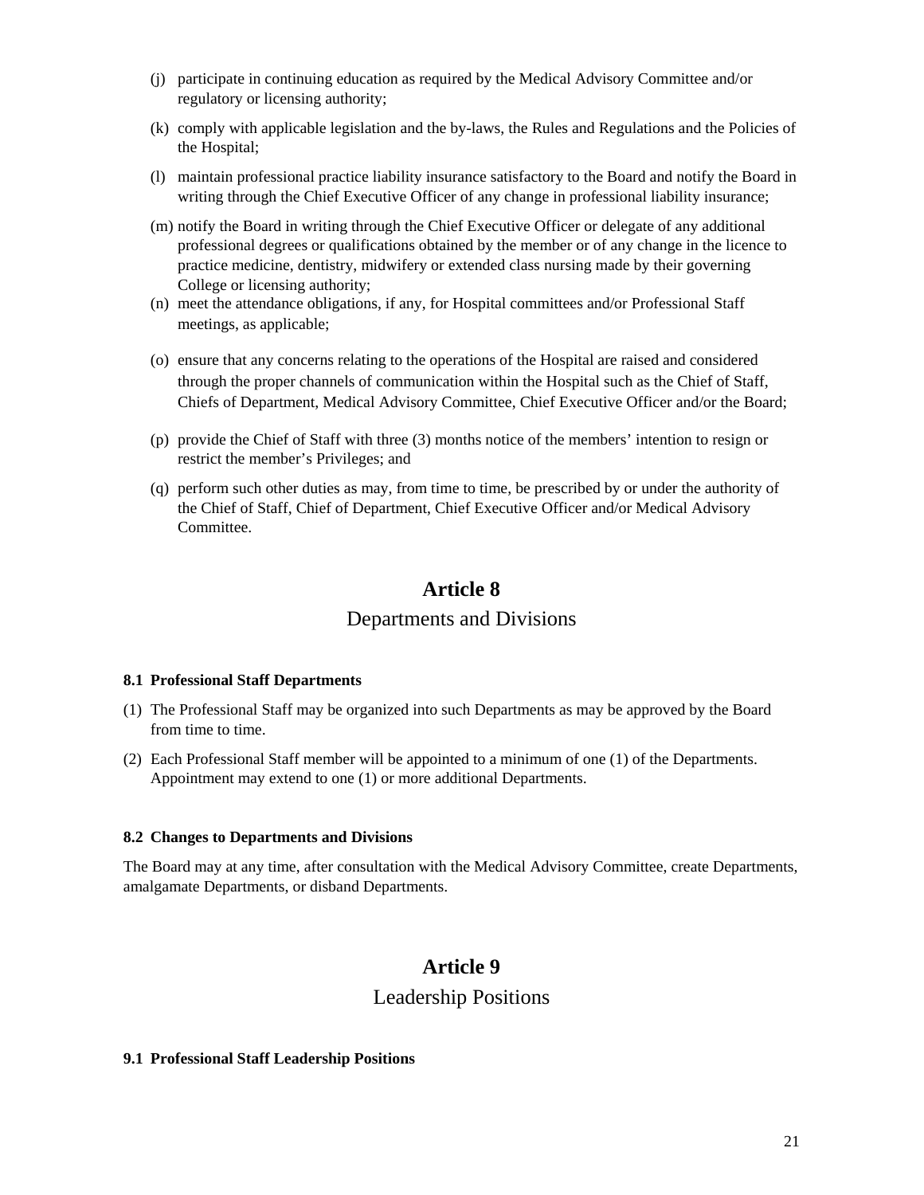(j) participate in continuing education as required by the Medical Advisory Committee and/or regulatory or licensing authority;

(k) comply with applicable legislation and the by-laws, the Rules and Regulations and the Policies of the Hospital;

(l) maintain professional practice liability insurance satisfactory to the Board and notify the Board in writing through the Chief Executive Officer of any change in professional liability insurance;

(m) notify the Board in writing through the Chief Executive Officer or delegate of any additional professional degrees or qualifications obtained by the member or of any change in the licence to practice medicine, dentistry, midwifery or extended class nursing made by their governing College or licensing authority;

(n) meet the attendance obligations, if any, for Hospital committees and/or Professional Staff meetings, as applicable;

(o) ensure that any concerns relating to the operations of the Hospital are raised and considered through the proper channels of communication within the Hospital such as the Chief of Staff, Chiefs of Department, Medical Advisory Committee, Chief Executive Officer and/or the Board;

(p) provide the Chief of Staff with three (3) months notice of the members' intention to resign or restrict the member's Privileges; and

(q) perform such other duties as may, from time to time, be prescribed by or under the authority of the Chief of Staff, Chief of Department, Chief Executive Officer and/or Medical Advisory Committee.

# Article 8

## Departments and Divisions

### 8.1 Professional Staff Departments

(1) The Professional Staff may be organized into such Departments as may be approved by the Board from time to time.

(2) Each Professional Staff member will be appointed to a minimum of one (1) of the Departments. Appointment may extend to one (1) or more additional Departments.

### 8.2 Changes to Departments and Divisions

The Board may at any time, after consultation with the Medical Advisory Committee, create Departments, amalgamate Departments, or disband Departments.

# Article 9

## Leadership Positions

### 9.1 Professional Staff Leadership Positions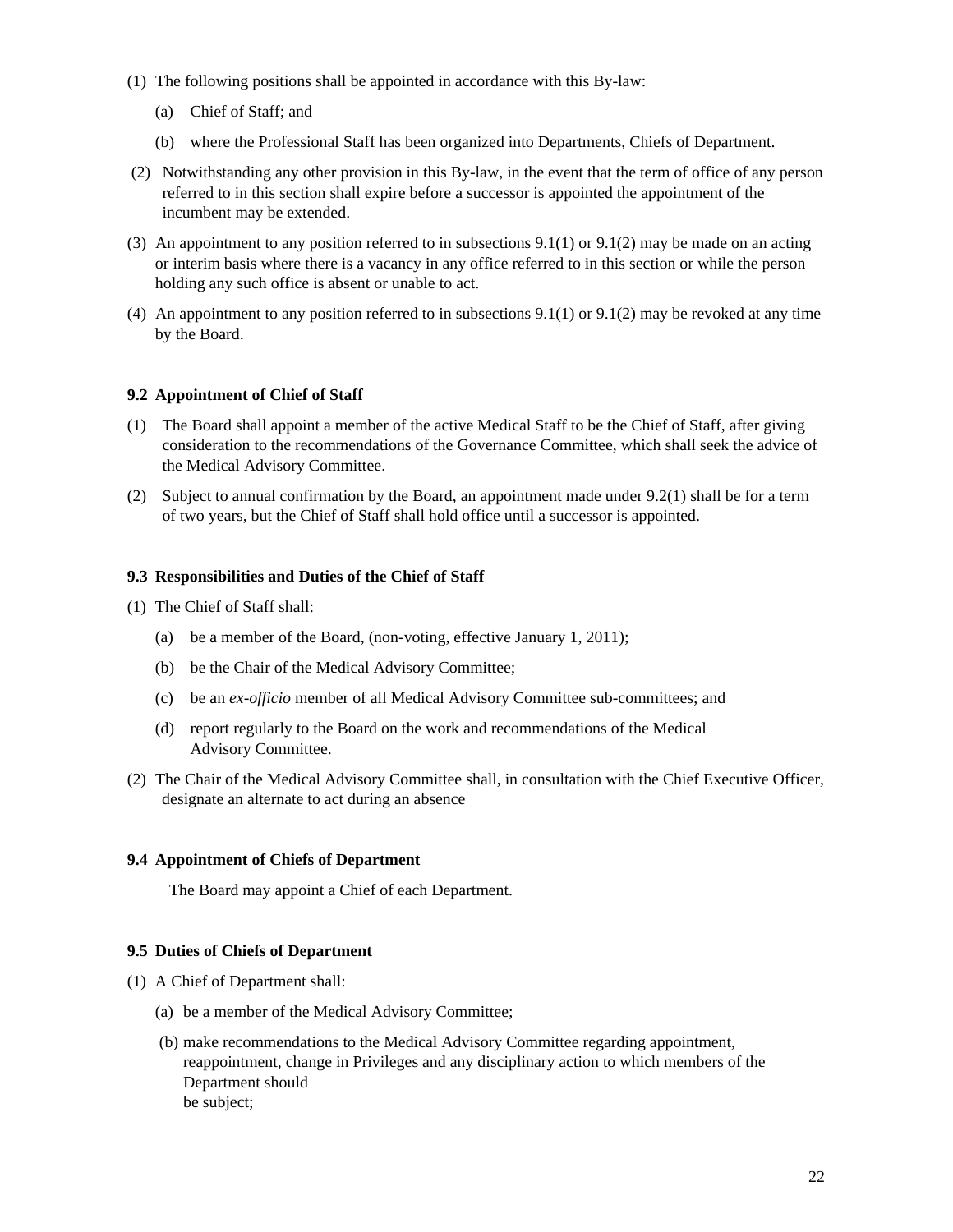(1) The following positions shall be appointed in accordance with this By-law:

   (a) Chief of Staff; and

   (b) where the Professional Staff has been organized into Departments, Chiefs of Department.

(2) Notwithstanding any other provision in this By-law, in the event that the term of office of any person referred to in this section shall expire before a successor is appointed the appointment of the incumbent may be extended.

(3) An appointment to any position referred to in subsections 9.1(1) or 9.1(2) may be made on an acting or interim basis where there is a vacancy in any office referred to in this section or while the person holding any such office is absent or unable to act.

(4) An appointment to any position referred to in subsections 9.1(1) or 9.1(2) may be revoked at any time by the Board.

**9.2 Appointment of Chief of Staff**

(1) The Board shall appoint a member of the active Medical Staff to be the Chief of Staff, after giving consideration to the recommendations of the Governance Committee, which shall seek the advice of the Medical Advisory Committee.

(2) Subject to annual confirmation by the Board, an appointment made under 9.2(1) shall be for a term of two years, but the Chief of Staff shall hold office until a successor is appointed.

**9.3 Responsibilities and Duties of the Chief of Staff**

(1) The Chief of Staff shall:

   (a) be a member of the Board, (non-voting, effective January 1, 2011);

   (b) be the Chair of the Medical Advisory Committee;

   (c) be an *ex-officio* member of all Medical Advisory Committee sub-committees; and

   (d) report regularly to the Board on the work and recommendations of the Medical Advisory Committee.

(2) The Chair of the Medical Advisory Committee shall, in consultation with the Chief Executive Officer, designate an alternate to act during an absence

**9.4 Appointment of Chiefs of Department**

The Board may appoint a Chief of each Department.

**9.5 Duties of Chiefs of Department**

(1) A Chief of Department shall:

   (a) be a member of the Medical Advisory Committee;

   (b) make recommendations to the Medical Advisory Committee regarding appointment, reappointment, change in Privileges and any disciplinary action to which members of the Department should be subject;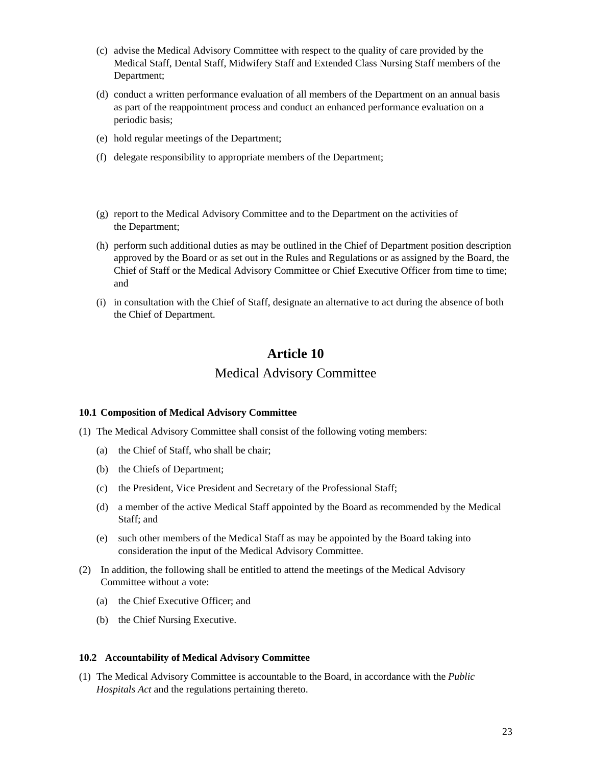(c) advise the Medical Advisory Committee with respect to the quality of care provided by the Medical Staff, Dental Staff, Midwifery Staff and Extended Class Nursing Staff members of the Department;

(d) conduct a written performance evaluation of all members of the Department on an annual basis as part of the reappointment process and conduct an enhanced performance evaluation on a periodic basis;

(e) hold regular meetings of the Department;

(f) delegate responsibility to appropriate members of the Department;

(g) report to the Medical Advisory Committee and to the Department on the activities of the Department;

(h) perform such additional duties as may be outlined in the Chief of Department position description approved by the Board or as set out in the Rules and Regulations or as assigned by the Board, the Chief of Staff or the Medical Advisory Committee or Chief Executive Officer from time to time; and

(i) in consultation with the Chief of Staff, designate an alternative to act during the absence of both the Chief of Department.

# Article 10

## Medical Advisory Committee

### 10.1 Composition of Medical Advisory Committee

(1) The Medical Advisory Committee shall consist of the following voting members:

(a) the Chief of Staff, who shall be chair;

(b) the Chiefs of Department;

(c) the President, Vice President and Secretary of the Professional Staff;

(d) a member of the active Medical Staff appointed by the Board as recommended by the Medical Staff; and

(e) such other members of the Medical Staff as may be appointed by the Board taking into consideration the input of the Medical Advisory Committee.

(2) In addition, the following shall be entitled to attend the meetings of the Medical Advisory Committee without a vote:

(a) the Chief Executive Officer; and

(b) the Chief Nursing Executive.

### 10.2 Accountability of Medical Advisory Committee

(1) The Medical Advisory Committee is accountable to the Board, in accordance with the *Public Hospitals Act* and the regulations pertaining thereto.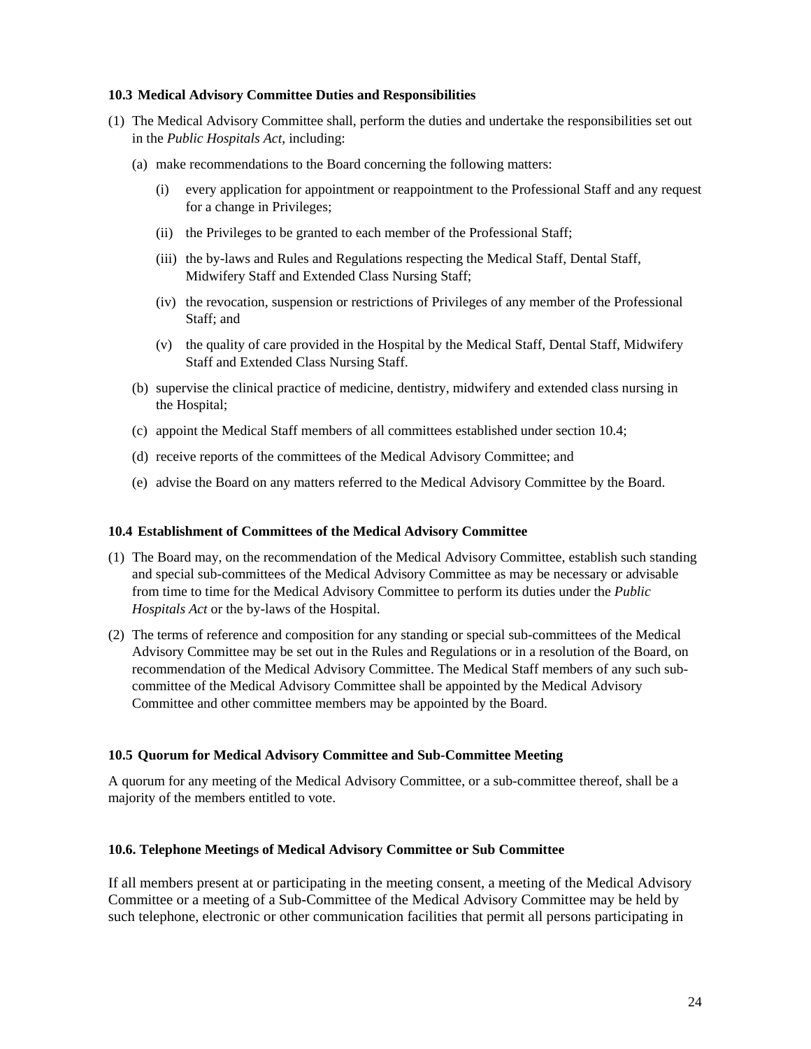### 10.3 Medical Advisory Committee Duties and Responsibilities

(1) The Medical Advisory Committee shall, perform the duties and undertake the responsibilities set out in the *Public Hospitals Act*, including:

   (a) make recommendations to the Board concerning the following matters:

      (i) every application for appointment or reappointment to the Professional Staff and any request for a change in Privileges;

      (ii) the Privileges to be granted to each member of the Professional Staff;

      (iii) the by-laws and Rules and Regulations respecting the Medical Staff, Dental Staff, Midwifery Staff and Extended Class Nursing Staff;

      (iv) the revocation, suspension or restrictions of Privileges of any member of the Professional Staff; and

      (v) the quality of care provided in the Hospital by the Medical Staff, Dental Staff, Midwifery Staff and Extended Class Nursing Staff.

   (b) supervise the clinical practice of medicine, dentistry, midwifery and extended class nursing in the Hospital;

   (c) appoint the Medical Staff members of all committees established under section 10.4;

   (d) receive reports of the committees of the Medical Advisory Committee; and

   (e) advise the Board on any matters referred to the Medical Advisory Committee by the Board.

### 10.4 Establishment of Committees of the Medical Advisory Committee

(1) The Board may, on the recommendation of the Medical Advisory Committee, establish such standing and special sub-committees of the Medical Advisory Committee as may be necessary or advisable from time to time for the Medical Advisory Committee to perform its duties under the *Public Hospitals Act* or the by-laws of the Hospital.

(2) The terms of reference and composition for any standing or special sub-committees of the Medical Advisory Committee may be set out in the Rules and Regulations or in a resolution of the Board, on recommendation of the Medical Advisory Committee. The Medical Staff members of any such sub-committee of the Medical Advisory Committee shall be appointed by the Medical Advisory Committee and other committee members may be appointed by the Board.

### 10.5 Quorum for Medical Advisory Committee and Sub-Committee Meeting

A quorum for any meeting of the Medical Advisory Committee, or a sub-committee thereof, shall be a majority of the members entitled to vote.

### 10.6. Telephone Meetings of Medical Advisory Committee or Sub Committee

If all members present at or participating in the meeting consent, a meeting of the Medical Advisory Committee or a meeting of a Sub-Committee of the Medical Advisory Committee may be held by such telephone, electronic or other communication facilities that permit all persons participating in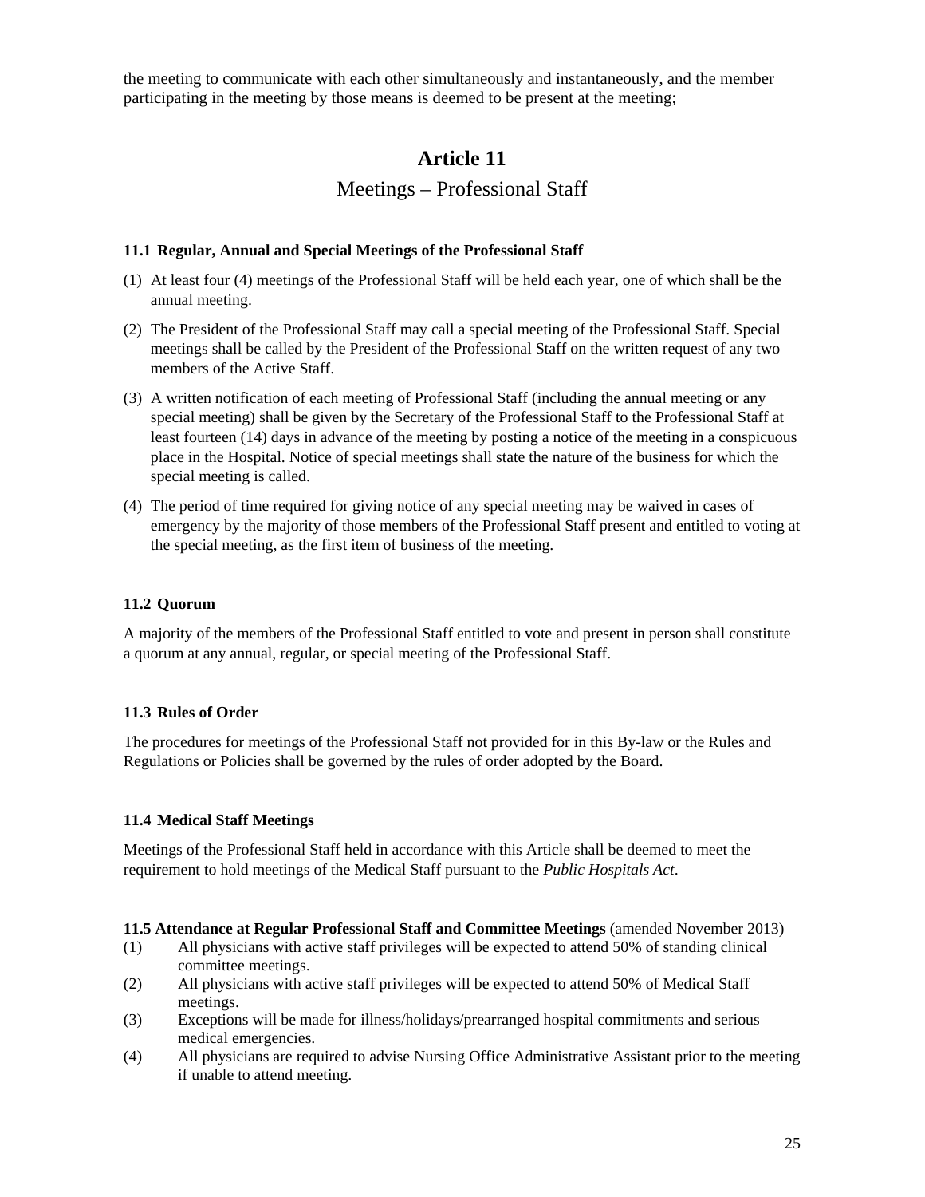the meeting to communicate with each other simultaneously and instantaneously, and the member participating in the meeting by those means is deemed to be present at the meeting;

# Article 11

## Meetings – Professional Staff

### 11.1 Regular, Annual and Special Meetings of the Professional Staff

(1) At least four (4) meetings of the Professional Staff will be held each year, one of which shall be the annual meeting.

(2) The President of the Professional Staff may call a special meeting of the Professional Staff. Special meetings shall be called by the President of the Professional Staff on the written request of any two members of the Active Staff.

(3) A written notification of each meeting of Professional Staff (including the annual meeting or any special meeting) shall be given by the Secretary of the Professional Staff to the Professional Staff at least fourteen (14) days in advance of the meeting by posting a notice of the meeting in a conspicuous place in the Hospital. Notice of special meetings shall state the nature of the business for which the special meeting is called.

(4) The period of time required for giving notice of any special meeting may be waived in cases of emergency by the majority of those members of the Professional Staff present and entitled to voting at the special meeting, as the first item of business of the meeting.

### 11.2 Quorum

A majority of the members of the Professional Staff entitled to vote and present in person shall constitute a quorum at any annual, regular, or special meeting of the Professional Staff.

### 11.3 Rules of Order

The procedures for meetings of the Professional Staff not provided for in this By-law or the Rules and Regulations or Policies shall be governed by the rules of order adopted by the Board.

### 11.4 Medical Staff Meetings

Meetings of the Professional Staff held in accordance with this Article shall be deemed to meet the requirement to hold meetings of the Medical Staff pursuant to the *Public Hospitals Act*.

### 11.5 Attendance at Regular Professional Staff and Committee Meetings (amended November 2013)

(1) All physicians with active staff privileges will be expected to attend 50% of standing clinical committee meetings.

(2) All physicians with active staff privileges will be expected to attend 50% of Medical Staff meetings.

(3) Exceptions will be made for illness/holidays/prearranged hospital commitments and serious medical emergencies.

(4) All physicians are required to advise Nursing Office Administrative Assistant prior to the meeting if unable to attend meeting.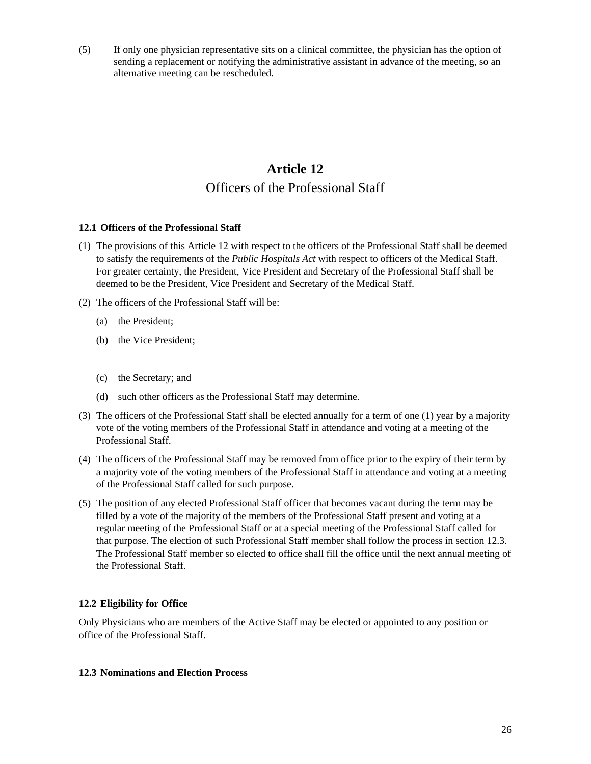(5) If only one physician representative sits on a clinical committee, the physician has the option of sending a replacement or notifying the administrative assistant in advance of the meeting, so an alternative meeting can be rescheduled.

# Article 12

## Officers of the Professional Staff

### 12.1 Officers of the Professional Staff

(1) The provisions of this Article 12 with respect to the officers of the Professional Staff shall be deemed to satisfy the requirements of the *Public Hospitals Act* with respect to officers of the Medical Staff. For greater certainty, the President, Vice President and Secretary of the Professional Staff shall be deemed to be the President, Vice President and Secretary of the Medical Staff.

(2) The officers of the Professional Staff will be:

   (a) the President;

   (b) the Vice President;

   (c) the Secretary; and

   (d) such other officers as the Professional Staff may determine.

(3) The officers of the Professional Staff shall be elected annually for a term of one (1) year by a majority vote of the voting members of the Professional Staff in attendance and voting at a meeting of the Professional Staff.

(4) The officers of the Professional Staff may be removed from office prior to the expiry of their term by a majority vote of the voting members of the Professional Staff in attendance and voting at a meeting of the Professional Staff called for such purpose.

(5) The position of any elected Professional Staff officer that becomes vacant during the term may be filled by a vote of the majority of the members of the Professional Staff present and voting at a regular meeting of the Professional Staff or at a special meeting of the Professional Staff called for that purpose. The election of such Professional Staff member shall follow the process in section 12.3. The Professional Staff member so elected to office shall fill the office until the next annual meeting of the Professional Staff.

### 12.2 Eligibility for Office

Only Physicians who are members of the Active Staff may be elected or appointed to any position or office of the Professional Staff.

### 12.3 Nominations and Election Process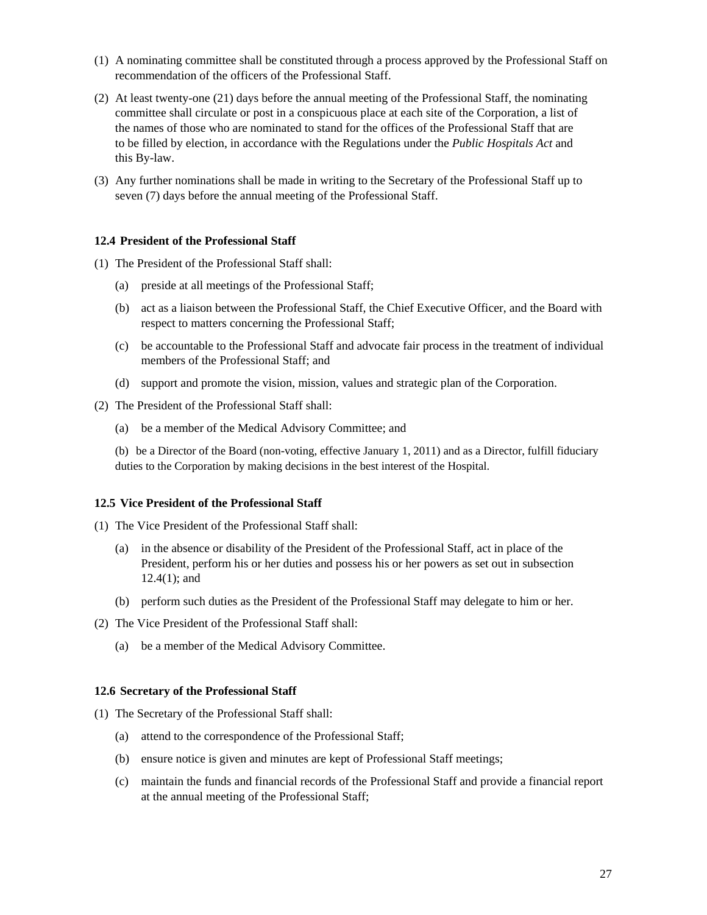(1) A nominating committee shall be constituted through a process approved by the Professional Staff on recommendation of the officers of the Professional Staff.

(2) At least twenty-one (21) days before the annual meeting of the Professional Staff, the nominating committee shall circulate or post in a conspicuous place at each site of the Corporation, a list of the names of those who are nominated to stand for the offices of the Professional Staff that are to be filled by election, in accordance with the Regulations under the *Public Hospitals Act* and this By-law.

(3) Any further nominations shall be made in writing to the Secretary of the Professional Staff up to seven (7) days before the annual meeting of the Professional Staff.

**12.4 President of the Professional Staff**

(1) The President of the Professional Staff shall:

  (a) preside at all meetings of the Professional Staff;

  (b) act as a liaison between the Professional Staff, the Chief Executive Officer, and the Board with respect to matters concerning the Professional Staff;

  (c) be accountable to the Professional Staff and advocate fair process in the treatment of individual members of the Professional Staff; and

  (d) support and promote the vision, mission, values and strategic plan of the Corporation.

(2) The President of the Professional Staff shall:

  (a) be a member of the Medical Advisory Committee; and

  (b) be a Director of the Board (non-voting, effective January 1, 2011) and as a Director, fulfill fiduciary duties to the Corporation by making decisions in the best interest of the Hospital.

**12.5 Vice President of the Professional Staff**

(1) The Vice President of the Professional Staff shall:

  (a) in the absence or disability of the President of the Professional Staff, act in place of the President, perform his or her duties and possess his or her powers as set out in subsection 12.4(1); and

  (b) perform such duties as the President of the Professional Staff may delegate to him or her.

(2) The Vice President of the Professional Staff shall:

  (a) be a member of the Medical Advisory Committee.

**12.6 Secretary of the Professional Staff**

(1) The Secretary of the Professional Staff shall:

  (a) attend to the correspondence of the Professional Staff;

  (b) ensure notice is given and minutes are kept of Professional Staff meetings;

  (c) maintain the funds and financial records of the Professional Staff and provide a financial report at the annual meeting of the Professional Staff;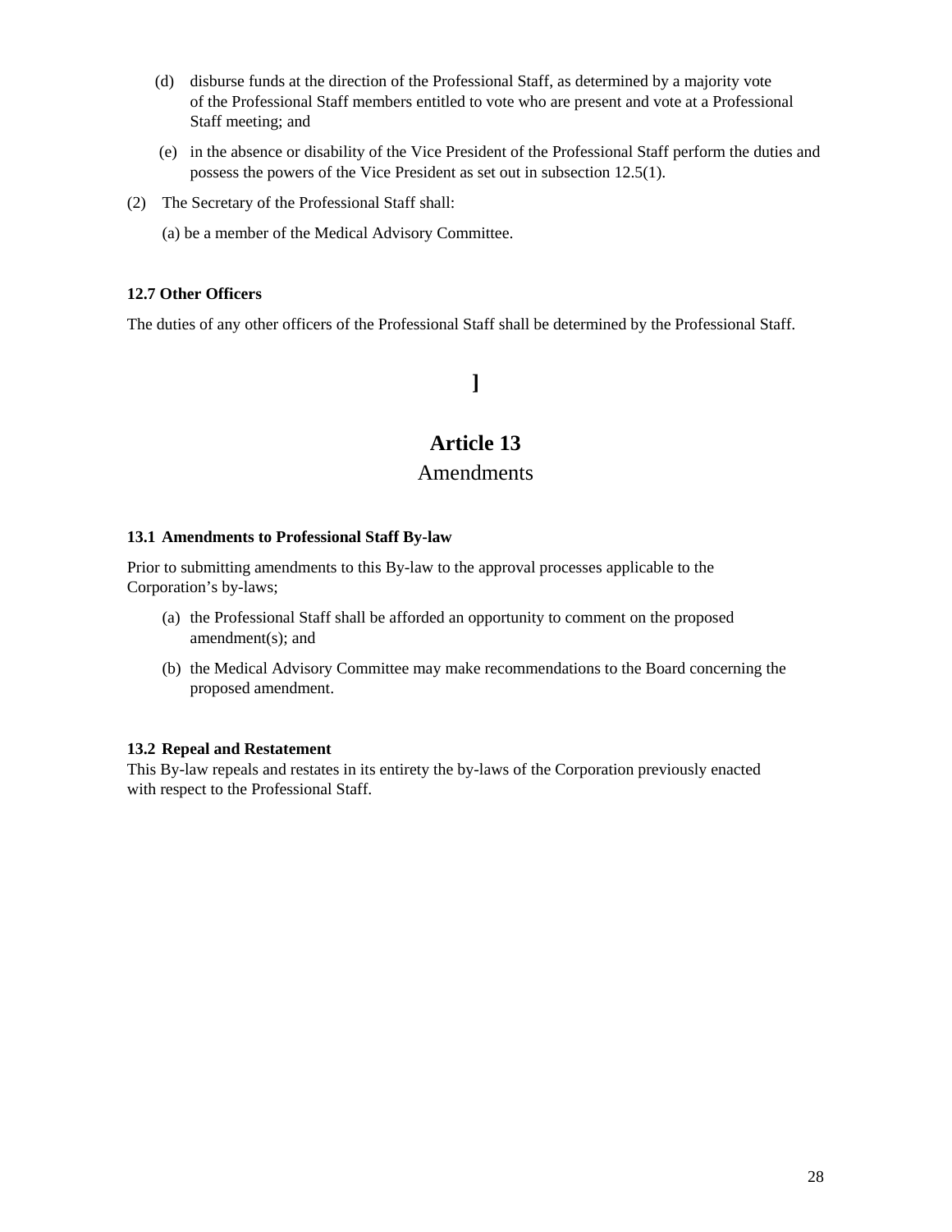(d) disburse funds at the direction of the Professional Staff, as determined by a majority vote of the Professional Staff members entitled to vote who are present and vote at a Professional Staff meeting; and

(e) in the absence or disability of the Vice President of the Professional Staff perform the duties and possess the powers of the Vice President as set out in subsection 12.5(1).

(2) The Secretary of the Professional Staff shall:

(a) be a member of the Medical Advisory Committee.

#### 12.7 Other Officers

The duties of any other officers of the Professional Staff shall be determined by the Professional Staff.

]

## Article 13
### Amendments

#### 13.1 Amendments to Professional Staff By-law

Prior to submitting amendments to this By-law to the approval processes applicable to the Corporation's by-laws;

(a) the Professional Staff shall be afforded an opportunity to comment on the proposed amendment(s); and

(b) the Medical Advisory Committee may make recommendations to the Board concerning the proposed amendment.

#### 13.2 Repeal and Restatement

This By-law repeals and restates in its entirety the by-laws of the Corporation previously enacted with respect to the Professional Staff.